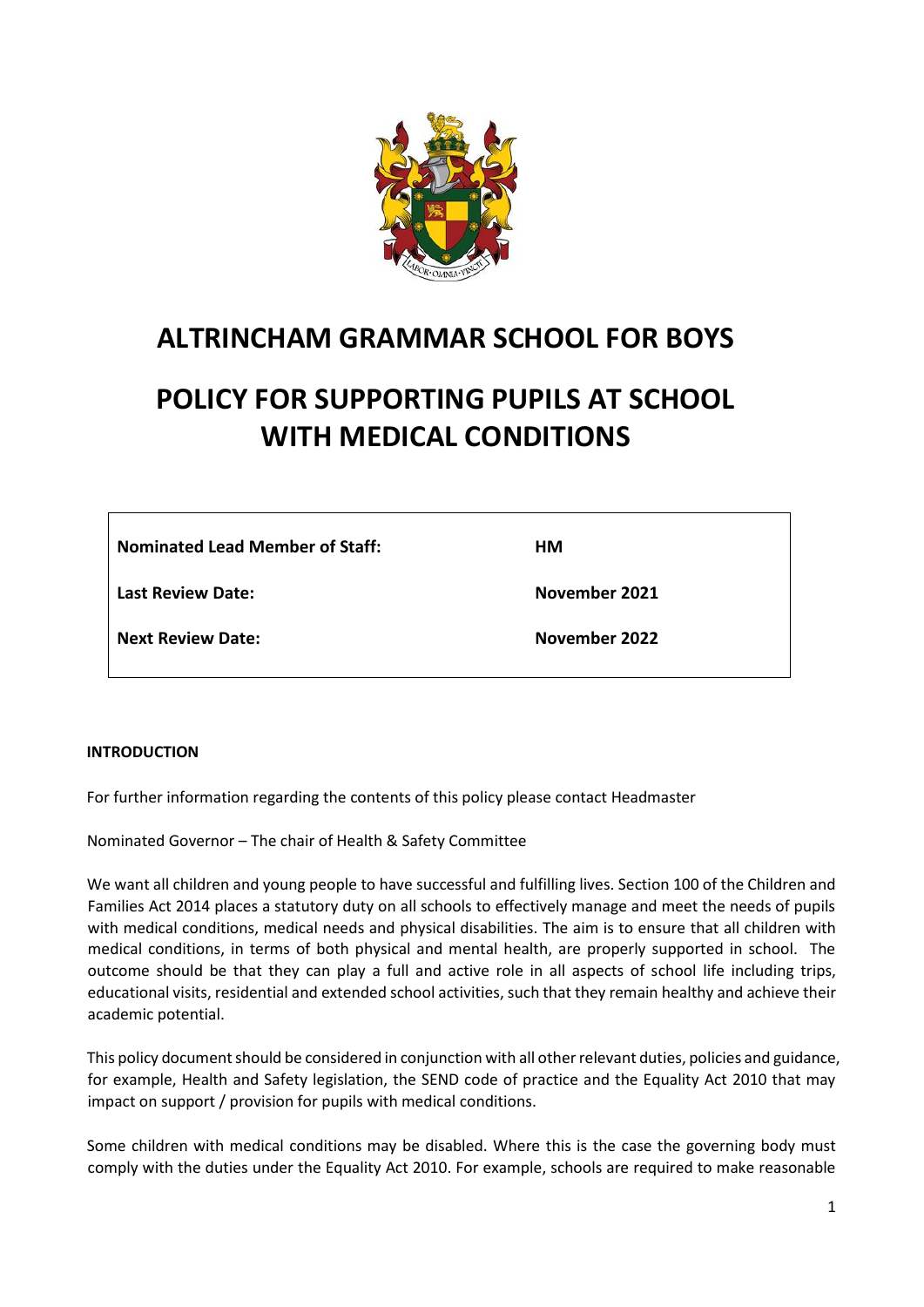# ALTRINCHAM GRAMMAR SCHOOL FOR BOYS

# POLICY FOR SUPPORTING PUPILS AT SCHOOL WITH MEDICAL CONDITIONS

| **Nominated Lead Member of Staff:** | **HM** |
|---|---|
| **Last Review Date:** | **November 2021** |
| **Next Review Date:** | **November 2022** |

**INTRODUCTION**

For further information regarding the contents of this policy please contact Headmaster

Nominated Governor – The chair of Health & Safety Committee

We want all children and young people to have successful and fulfilling lives. Section 100 of the Children and Families Act 2014 places a statutory duty on all schools to effectively manage and meet the needs of pupils with medical conditions, medical needs and physical disabilities. The aim is to ensure that all children with medical conditions, in terms of both physical and mental health, are properly supported in school. The outcome should be that they can play a full and active role in all aspects of school life including trips, educational visits, residential and extended school activities, such that they remain healthy and achieve their academic potential.

This policy document should be considered in conjunction with all other relevant duties, policies and guidance, for example, Health and Safety legislation, the SEND code of practice and the Equality Act 2010 that may impact on support / provision for pupils with medical conditions.

Some children with medical conditions may be disabled. Where this is the case the governing body must comply with the duties under the Equality Act 2010. For example, schools are required to make reasonable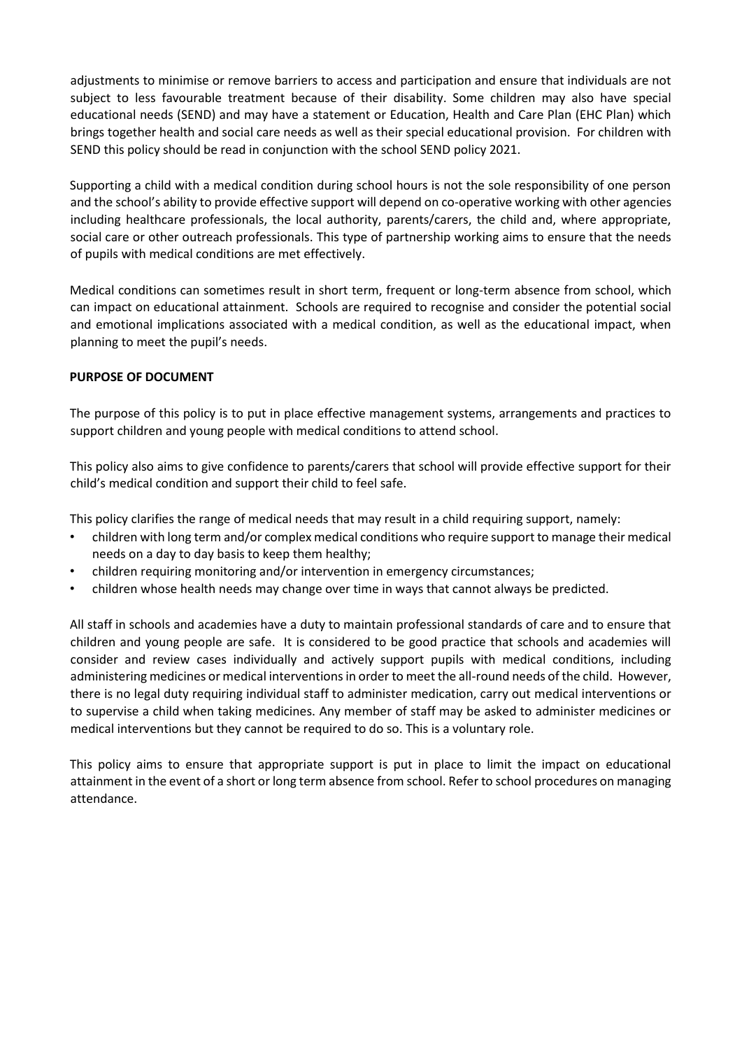adjustments to minimise or remove barriers to access and participation and ensure that individuals are not subject to less favourable treatment because of their disability. Some children may also have special educational needs (SEND) and may have a statement or Education, Health and Care Plan (EHC Plan) which brings together health and social care needs as well as their special educational provision. For children with SEND this policy should be read in conjunction with the school SEND policy 2021.

Supporting a child with a medical condition during school hours is not the sole responsibility of one person and the school's ability to provide effective support will depend on co-operative working with other agencies including healthcare professionals, the local authority, parents/carers, the child and, where appropriate, social care or other outreach professionals. This type of partnership working aims to ensure that the needs of pupils with medical conditions are met effectively.

Medical conditions can sometimes result in short term, frequent or long-term absence from school, which can impact on educational attainment. Schools are required to recognise and consider the potential social and emotional implications associated with a medical condition, as well as the educational impact, when planning to meet the pupil's needs.

**PURPOSE OF DOCUMENT**

The purpose of this policy is to put in place effective management systems, arrangements and practices to support children and young people with medical conditions to attend school.

This policy also aims to give confidence to parents/carers that school will provide effective support for their child's medical condition and support their child to feel safe.

This policy clarifies the range of medical needs that may result in a child requiring support, namely:

- children with long term and/or complex medical conditions who require support to manage their medical needs on a day to day basis to keep them healthy;
- children requiring monitoring and/or intervention in emergency circumstances;
- children whose health needs may change over time in ways that cannot always be predicted.

All staff in schools and academies have a duty to maintain professional standards of care and to ensure that children and young people are safe. It is considered to be good practice that schools and academies will consider and review cases individually and actively support pupils with medical conditions, including administering medicines or medical interventions in order to meet the all-round needs of the child. However, there is no legal duty requiring individual staff to administer medication, carry out medical interventions or to supervise a child when taking medicines. Any member of staff may be asked to administer medicines or medical interventions but they cannot be required to do so. This is a voluntary role.

This policy aims to ensure that appropriate support is put in place to limit the impact on educational attainment in the event of a short or long term absence from school. Refer to school procedures on managing attendance.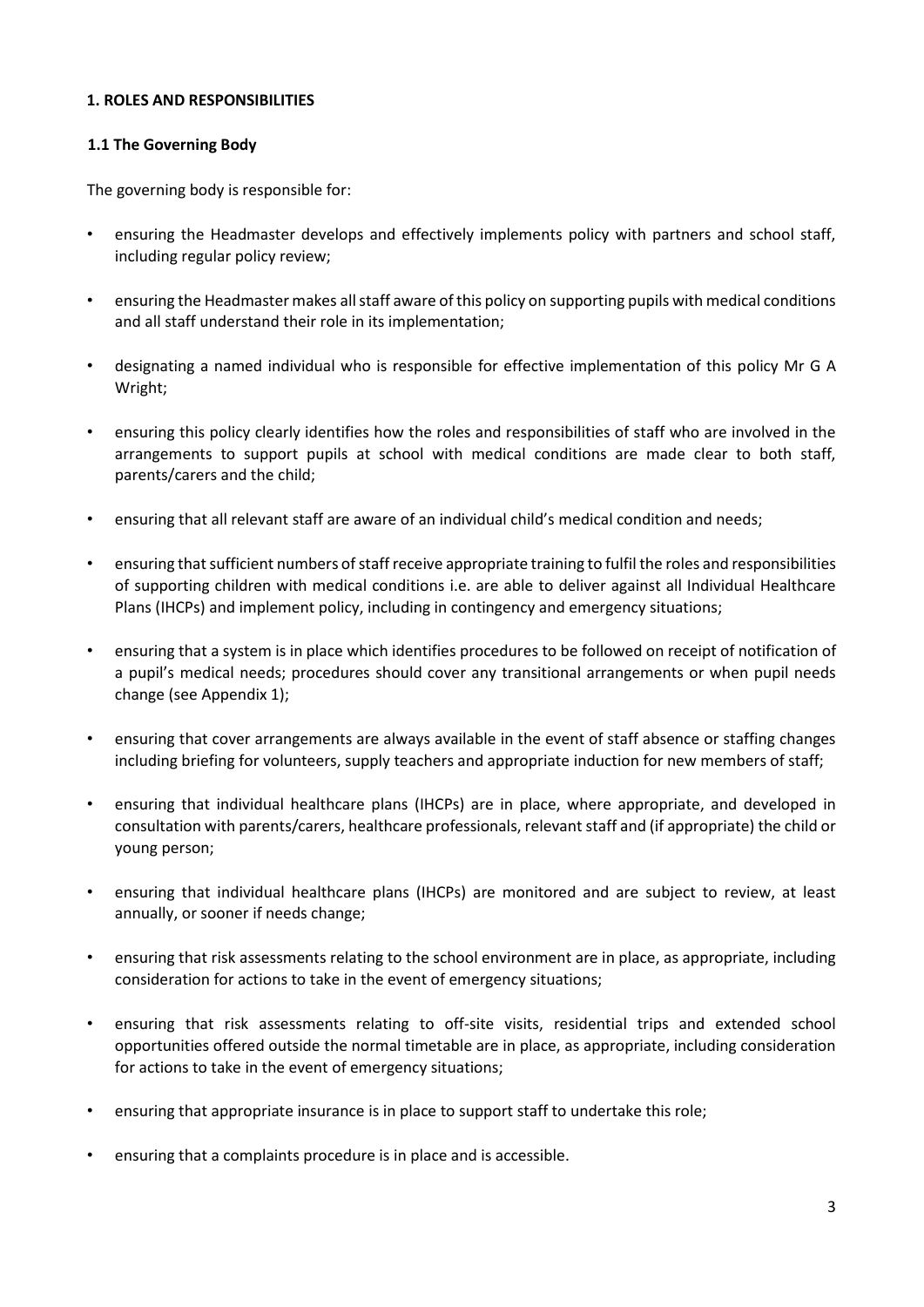## 1. ROLES AND RESPONSIBILITIES

### 1.1 The Governing Body

The governing body is responsible for:

- ensuring the Headmaster develops and effectively implements policy with partners and school staff, including regular policy review;
- ensuring the Headmaster makes all staff aware of this policy on supporting pupils with medical conditions and all staff understand their role in its implementation;
- designating a named individual who is responsible for effective implementation of this policy Mr G A Wright;
- ensuring this policy clearly identifies how the roles and responsibilities of staff who are involved in the arrangements to support pupils at school with medical conditions are made clear to both staff, parents/carers and the child;
- ensuring that all relevant staff are aware of an individual child's medical condition and needs;
- ensuring that sufficient numbers of staff receive appropriate training to fulfil the roles and responsibilities of supporting children with medical conditions i.e. are able to deliver against all Individual Healthcare Plans (IHCPs) and implement policy, including in contingency and emergency situations;
- ensuring that a system is in place which identifies procedures to be followed on receipt of notification of a pupil's medical needs; procedures should cover any transitional arrangements or when pupil needs change (see Appendix 1);
- ensuring that cover arrangements are always available in the event of staff absence or staffing changes including briefing for volunteers, supply teachers and appropriate induction for new members of staff;
- ensuring that individual healthcare plans (IHCPs) are in place, where appropriate, and developed in consultation with parents/carers, healthcare professionals, relevant staff and (if appropriate) the child or young person;
- ensuring that individual healthcare plans (IHCPs) are monitored and are subject to review, at least annually, or sooner if needs change;
- ensuring that risk assessments relating to the school environment are in place, as appropriate, including consideration for actions to take in the event of emergency situations;
- ensuring that risk assessments relating to off-site visits, residential trips and extended school opportunities offered outside the normal timetable are in place, as appropriate, including consideration for actions to take in the event of emergency situations;
- ensuring that appropriate insurance is in place to support staff to undertake this role;
- ensuring that a complaints procedure is in place and is accessible.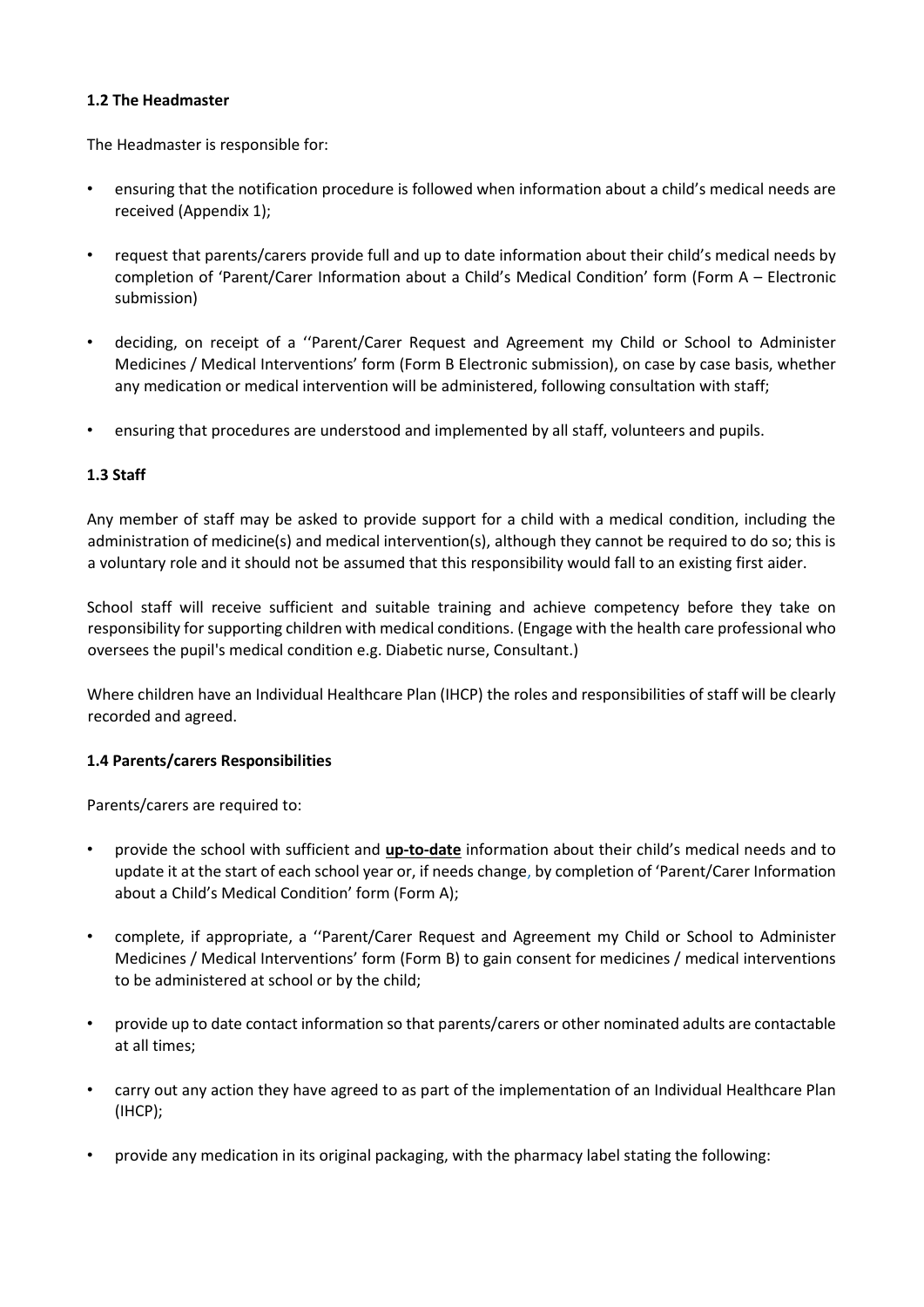### 1.2 The Headmaster

The Headmaster is responsible for:

- ensuring that the notification procedure is followed when information about a child's medical needs are received (Appendix 1);
- request that parents/carers provide full and up to date information about their child's medical needs by completion of 'Parent/Carer Information about a Child's Medical Condition' form (Form A – Electronic submission)
- deciding, on receipt of a ''Parent/Carer Request and Agreement my Child or School to Administer Medicines / Medical Interventions' form (Form B Electronic submission), on case by case basis, whether any medication or medical intervention will be administered, following consultation with staff;
- ensuring that procedures are understood and implemented by all staff, volunteers and pupils.

### 1.3 Staff

Any member of staff may be asked to provide support for a child with a medical condition, including the administration of medicine(s) and medical intervention(s), although they cannot be required to do so; this is a voluntary role and it should not be assumed that this responsibility would fall to an existing first aider.

School staff will receive sufficient and suitable training and achieve competency before they take on responsibility for supporting children with medical conditions. (Engage with the health care professional who oversees the pupil's medical condition e.g. Diabetic nurse, Consultant.)

Where children have an Individual Healthcare Plan (IHCP) the roles and responsibilities of staff will be clearly recorded and agreed.

### 1.4 Parents/carers Responsibilities

Parents/carers are required to:

- provide the school with sufficient and **up-to-date** information about their child's medical needs and to update it at the start of each school year or, if needs change, by completion of 'Parent/Carer Information about a Child's Medical Condition' form (Form A);
- complete, if appropriate, a ''Parent/Carer Request and Agreement my Child or School to Administer Medicines / Medical Interventions' form (Form B) to gain consent for medicines / medical interventions to be administered at school or by the child;
- provide up to date contact information so that parents/carers or other nominated adults are contactable at all times;
- carry out any action they have agreed to as part of the implementation of an Individual Healthcare Plan (IHCP);
- provide any medication in its original packaging, with the pharmacy label stating the following: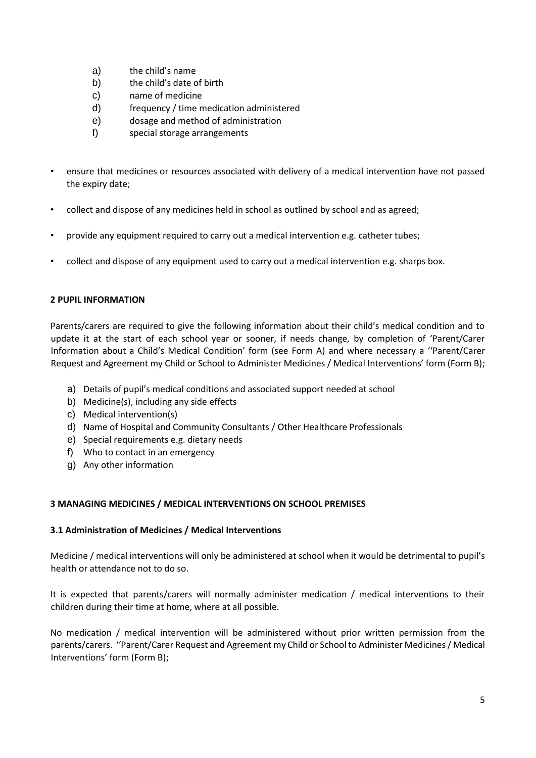a) the child's name
b) the child's date of birth
c) name of medicine
d) frequency / time medication administered
e) dosage and method of administration
f) special storage arrangements

- ensure that medicines or resources associated with delivery of a medical intervention have not passed the expiry date;
- collect and dispose of any medicines held in school as outlined by school and as agreed;
- provide any equipment required to carry out a medical intervention e.g. catheter tubes;
- collect and dispose of any equipment used to carry out a medical intervention e.g. sharps box.

## 2 PUPIL INFORMATION

Parents/carers are required to give the following information about their child's medical condition and to update it at the start of each school year or sooner, if needs change, by completion of 'Parent/Carer Information about a Child's Medical Condition' form (see Form A) and where necessary a ''Parent/Carer Request and Agreement my Child or School to Administer Medicines / Medical Interventions' form (Form B);

a) Details of pupil's medical conditions and associated support needed at school
b) Medicine(s), including any side effects
c) Medical intervention(s)
d) Name of Hospital and Community Consultants / Other Healthcare Professionals
e) Special requirements e.g. dietary needs
f) Who to contact in an emergency
g) Any other information

## 3 MANAGING MEDICINES / MEDICAL INTERVENTIONS ON SCHOOL PREMISES

### 3.1 Administration of Medicines / Medical Interventions

Medicine / medical interventions will only be administered at school when it would be detrimental to pupil's health or attendance not to do so.

It is expected that parents/carers will normally administer medication / medical interventions to their children during their time at home, where at all possible.

No medication / medical intervention will be administered without prior written permission from the parents/carers. ''Parent/Carer Request and Agreement my Child or School to Administer Medicines / Medical Interventions' form (Form B);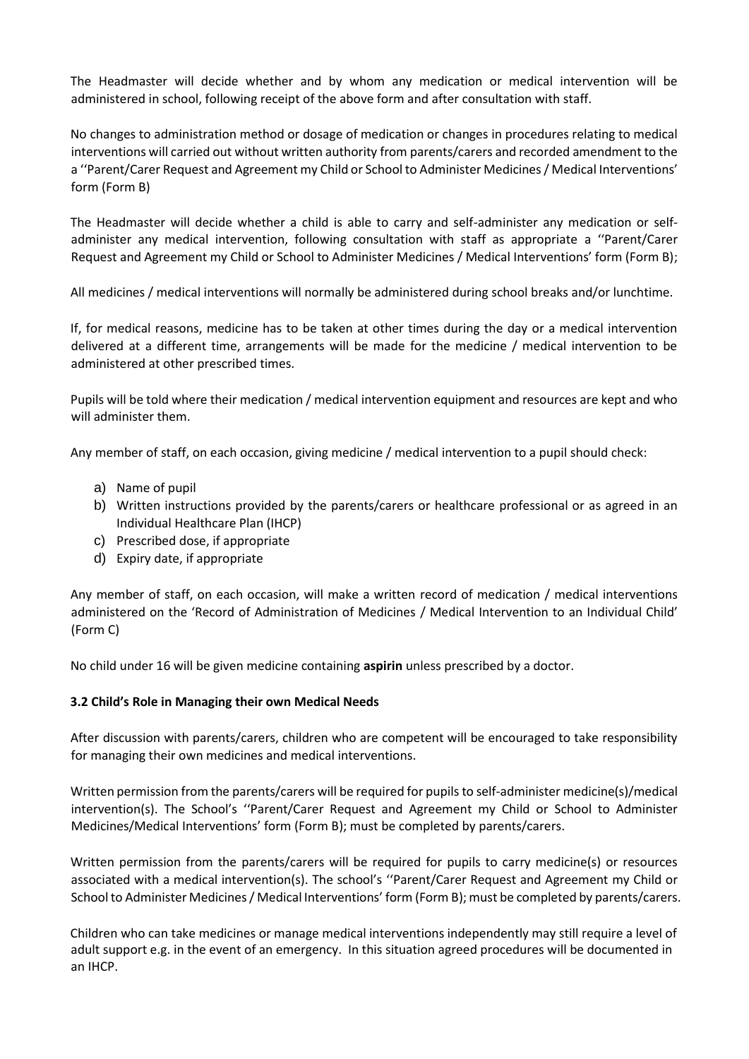The Headmaster will decide whether and by whom any medication or medical intervention will be administered in school, following receipt of the above form and after consultation with staff.

No changes to administration method or dosage of medication or changes in procedures relating to medical interventions will carried out without written authority from parents/carers and recorded amendment to the a ''Parent/Carer Request and Agreement my Child or School to Administer Medicines / Medical Interventions' form (Form B)

The Headmaster will decide whether a child is able to carry and self-administer any medication or self-administer any medical intervention, following consultation with staff as appropriate a ''Parent/Carer Request and Agreement my Child or School to Administer Medicines / Medical Interventions' form (Form B);

All medicines / medical interventions will normally be administered during school breaks and/or lunchtime.

If, for medical reasons, medicine has to be taken at other times during the day or a medical intervention delivered at a different time, arrangements will be made for the medicine / medical intervention to be administered at other prescribed times.

Pupils will be told where their medication / medical intervention equipment and resources are kept and who will administer them.

Any member of staff, on each occasion, giving medicine / medical intervention to a pupil should check:

a) Name of pupil
b) Written instructions provided by the parents/carers or healthcare professional or as agreed in an Individual Healthcare Plan (IHCP)
c) Prescribed dose, if appropriate
d) Expiry date, if appropriate

Any member of staff, on each occasion, will make a written record of medication / medical interventions administered on the 'Record of Administration of Medicines / Medical Intervention to an Individual Child' (Form C)

No child under 16 will be given medicine containing **aspirin** unless prescribed by a doctor.

**3.2 Child's Role in Managing their own Medical Needs**

After discussion with parents/carers, children who are competent will be encouraged to take responsibility for managing their own medicines and medical interventions.

Written permission from the parents/carers will be required for pupils to self-administer medicine(s)/medical intervention(s). The School's ''Parent/Carer Request and Agreement my Child or School to Administer Medicines/Medical Interventions' form (Form B); must be completed by parents/carers.

Written permission from the parents/carers will be required for pupils to carry medicine(s) or resources associated with a medical intervention(s). The school's ''Parent/Carer Request and Agreement my Child or School to Administer Medicines / Medical Interventions' form (Form B); must be completed by parents/carers.

Children who can take medicines or manage medical interventions independently may still require a level of adult support e.g. in the event of an emergency. In this situation agreed procedures will be documented in an IHCP.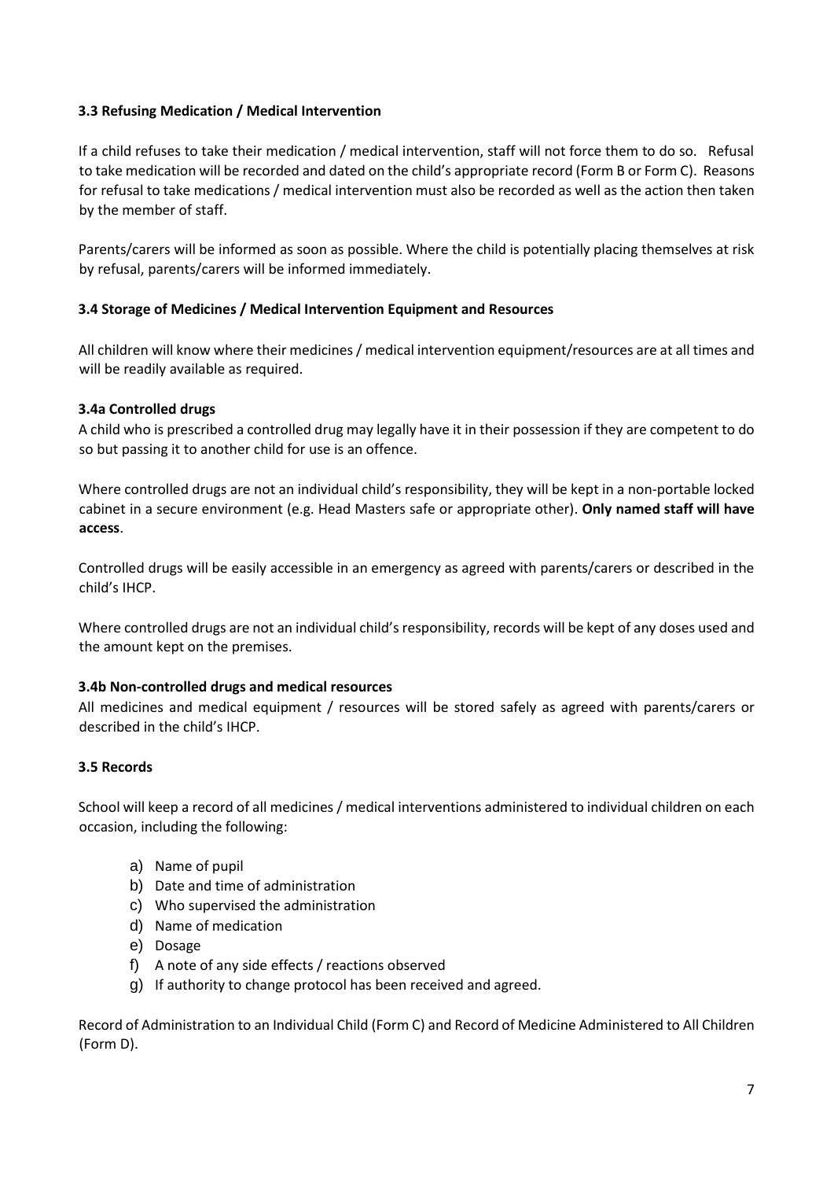### 3.3 Refusing Medication / Medical Intervention

If a child refuses to take their medication / medical intervention, staff will not force them to do so. Refusal to take medication will be recorded and dated on the child's appropriate record (Form B or Form C). Reasons for refusal to take medications / medical intervention must also be recorded as well as the action then taken by the member of staff.

Parents/carers will be informed as soon as possible. Where the child is potentially placing themselves at risk by refusal, parents/carers will be informed immediately.

### 3.4 Storage of Medicines / Medical Intervention Equipment and Resources

All children will know where their medicines / medical intervention equipment/resources are at all times and will be readily available as required.

#### 3.4a Controlled drugs

A child who is prescribed a controlled drug may legally have it in their possession if they are competent to do so but passing it to another child for use is an offence.

Where controlled drugs are not an individual child's responsibility, they will be kept in a non-portable locked cabinet in a secure environment (e.g. Head Masters safe or appropriate other). **Only named staff will have access**.

Controlled drugs will be easily accessible in an emergency as agreed with parents/carers or described in the child's IHCP.

Where controlled drugs are not an individual child's responsibility, records will be kept of any doses used and the amount kept on the premises.

#### 3.4b Non-controlled drugs and medical resources

All medicines and medical equipment / resources will be stored safely as agreed with parents/carers or described in the child's IHCP.

### 3.5 Records

School will keep a record of all medicines / medical interventions administered to individual children on each occasion, including the following:

a) Name of pupil
b) Date and time of administration
c) Who supervised the administration
d) Name of medication
e) Dosage
f) A note of any side effects / reactions observed
g) If authority to change protocol has been received and agreed.

Record of Administration to an Individual Child (Form C) and Record of Medicine Administered to All Children (Form D).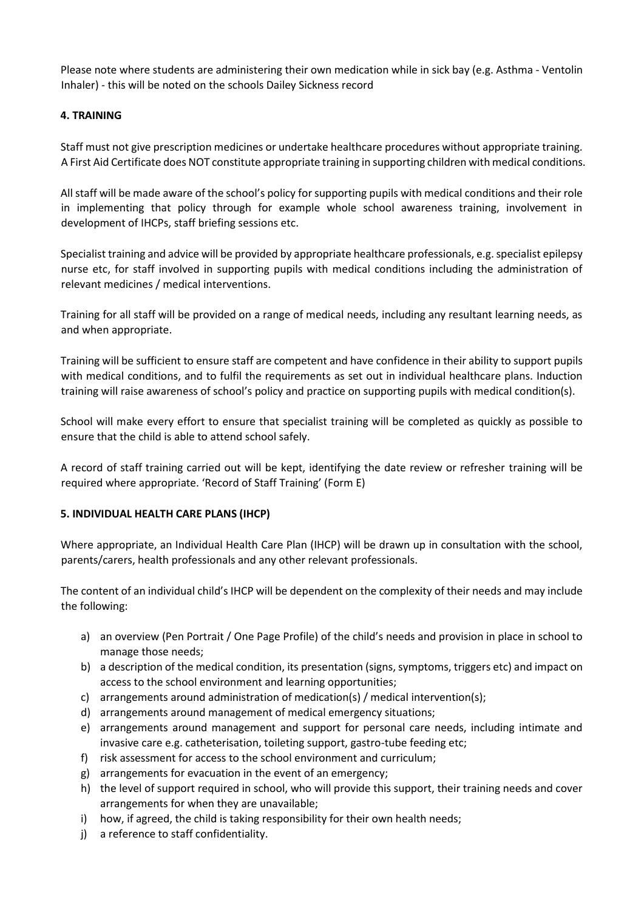Please note where students are administering their own medication while in sick bay (e.g. Asthma - Ventolin Inhaler) - this will be noted on the schools Dailey Sickness record

### 4. TRAINING

Staff must not give prescription medicines or undertake healthcare procedures without appropriate training. A First Aid Certificate does NOT constitute appropriate training in supporting children with medical conditions.

All staff will be made aware of the school's policy for supporting pupils with medical conditions and their role in implementing that policy through for example whole school awareness training, involvement in development of IHCPs, staff briefing sessions etc.

Specialist training and advice will be provided by appropriate healthcare professionals, e.g. specialist epilepsy nurse etc, for staff involved in supporting pupils with medical conditions including the administration of relevant medicines / medical interventions.

Training for all staff will be provided on a range of medical needs, including any resultant learning needs, as and when appropriate.

Training will be sufficient to ensure staff are competent and have confidence in their ability to support pupils with medical conditions, and to fulfil the requirements as set out in individual healthcare plans. Induction training will raise awareness of school's policy and practice on supporting pupils with medical condition(s).

School will make every effort to ensure that specialist training will be completed as quickly as possible to ensure that the child is able to attend school safely.

A record of staff training carried out will be kept, identifying the date review or refresher training will be required where appropriate. 'Record of Staff Training' (Form E)

### 5. INDIVIDUAL HEALTH CARE PLANS (IHCP)

Where appropriate, an Individual Health Care Plan (IHCP) will be drawn up in consultation with the school, parents/carers, health professionals and any other relevant professionals.

The content of an individual child's IHCP will be dependent on the complexity of their needs and may include the following:

a) an overview (Pen Portrait / One Page Profile) of the child's needs and provision in place in school to manage those needs;
b) a description of the medical condition, its presentation (signs, symptoms, triggers etc) and impact on access to the school environment and learning opportunities;
c) arrangements around administration of medication(s) / medical intervention(s);
d) arrangements around management of medical emergency situations;
e) arrangements around management and support for personal care needs, including intimate and invasive care e.g. catheterisation, toileting support, gastro-tube feeding etc;
f) risk assessment for access to the school environment and curriculum;
g) arrangements for evacuation in the event of an emergency;
h) the level of support required in school, who will provide this support, their training needs and cover arrangements for when they are unavailable;
i) how, if agreed, the child is taking responsibility for their own health needs;
j) a reference to staff confidentiality.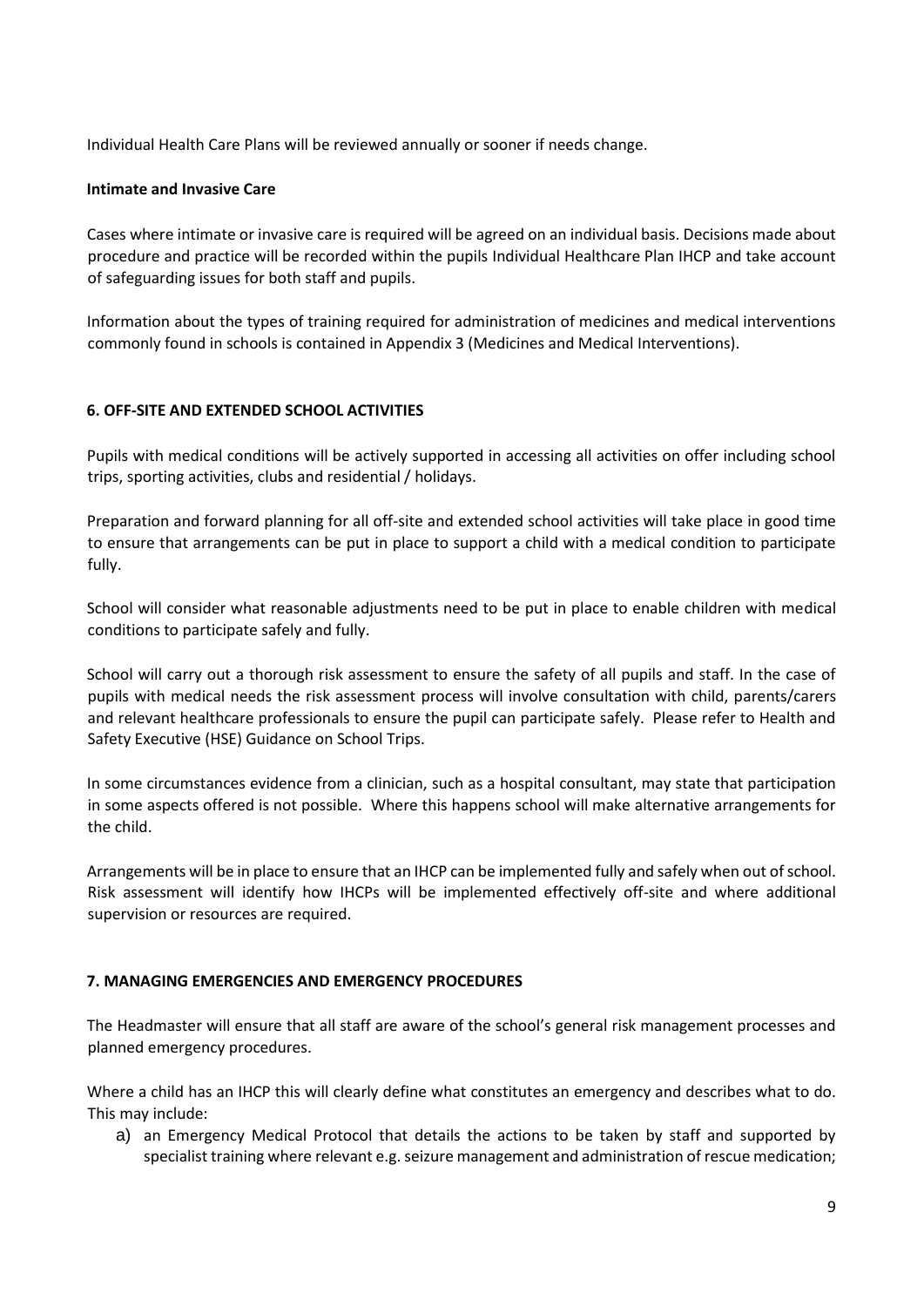Individual Health Care Plans will be reviewed annually or sooner if needs change.

**Intimate and Invasive Care**

Cases where intimate or invasive care is required will be agreed on an individual basis. Decisions made about procedure and practice will be recorded within the pupils Individual Healthcare Plan IHCP and take account of safeguarding issues for both staff and pupils.

Information about the types of training required for administration of medicines and medical interventions commonly found in schools is contained in Appendix 3 (Medicines and Medical Interventions).

## 6. OFF-SITE AND EXTENDED SCHOOL ACTIVITIES

Pupils with medical conditions will be actively supported in accessing all activities on offer including school trips, sporting activities, clubs and residential / holidays.

Preparation and forward planning for all off-site and extended school activities will take place in good time to ensure that arrangements can be put in place to support a child with a medical condition to participate fully.

School will consider what reasonable adjustments need to be put in place to enable children with medical conditions to participate safely and fully.

School will carry out a thorough risk assessment to ensure the safety of all pupils and staff. In the case of pupils with medical needs the risk assessment process will involve consultation with child, parents/carers and relevant healthcare professionals to ensure the pupil can participate safely. Please refer to Health and Safety Executive (HSE) Guidance on School Trips.

In some circumstances evidence from a clinician, such as a hospital consultant, may state that participation in some aspects offered is not possible. Where this happens school will make alternative arrangements for the child.

Arrangements will be in place to ensure that an IHCP can be implemented fully and safely when out of school. Risk assessment will identify how IHCPs will be implemented effectively off-site and where additional supervision or resources are required.

## 7. MANAGING EMERGENCIES AND EMERGENCY PROCEDURES

The Headmaster will ensure that all staff are aware of the school's general risk management processes and planned emergency procedures.

Where a child has an IHCP this will clearly define what constitutes an emergency and describes what to do. This may include:

a) an Emergency Medical Protocol that details the actions to be taken by staff and supported by specialist training where relevant e.g. seizure management and administration of rescue medication;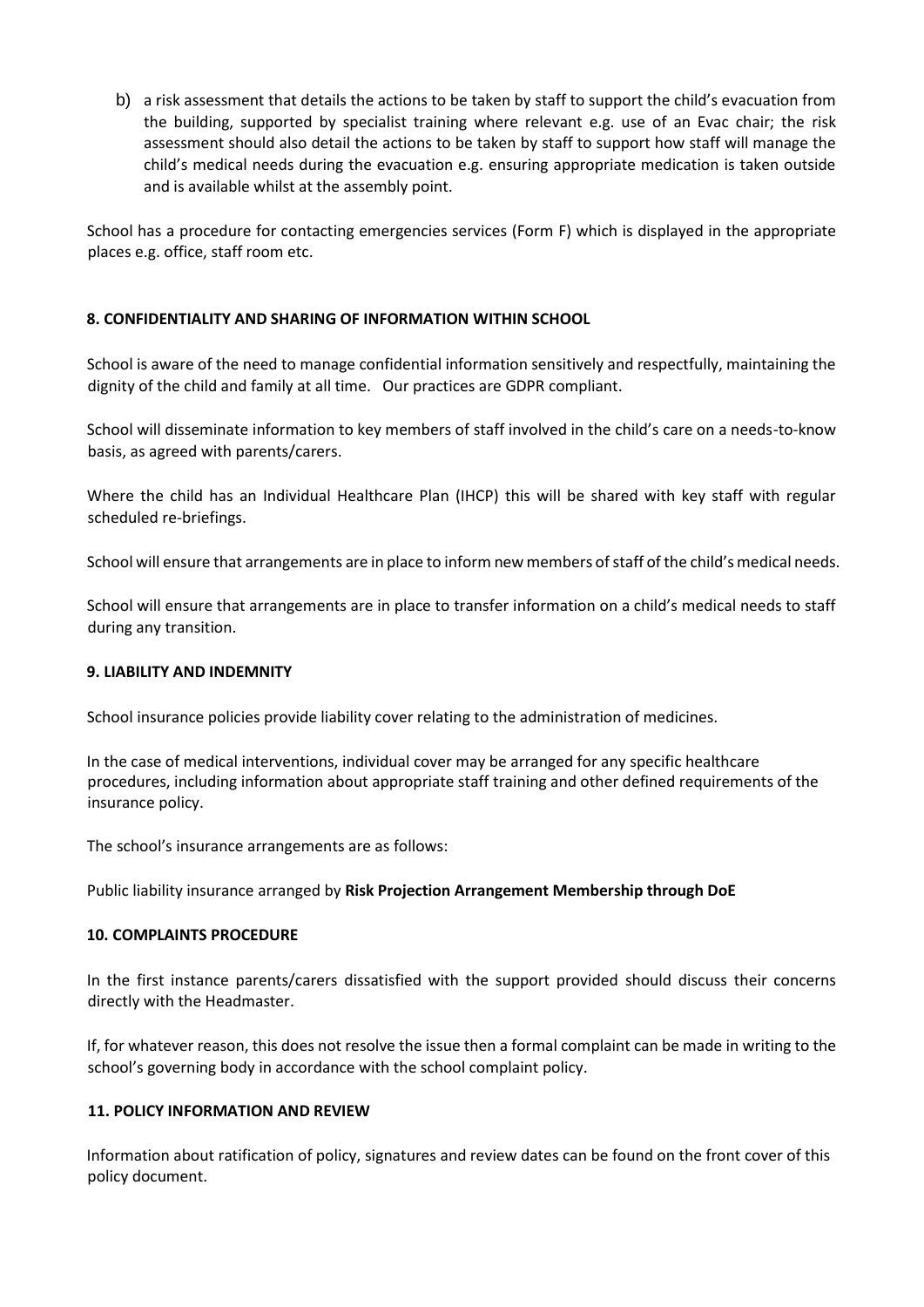b) a risk assessment that details the actions to be taken by staff to support the child's evacuation from the building, supported by specialist training where relevant e.g. use of an Evac chair; the risk assessment should also detail the actions to be taken by staff to support how staff will manage the child's medical needs during the evacuation e.g. ensuring appropriate medication is taken outside and is available whilst at the assembly point.

School has a procedure for contacting emergencies services (Form F) which is displayed in the appropriate places e.g. office, staff room etc.

**8. CONFIDENTIALITY AND SHARING OF INFORMATION WITHIN SCHOOL**

School is aware of the need to manage confidential information sensitively and respectfully, maintaining the dignity of the child and family at all time. Our practices are GDPR compliant.

School will disseminate information to key members of staff involved in the child's care on a needs-to-know basis, as agreed with parents/carers.

Where the child has an Individual Healthcare Plan (IHCP) this will be shared with key staff with regular scheduled re-briefings.

School will ensure that arrangements are in place to inform new members of staff of the child's medical needs.

School will ensure that arrangements are in place to transfer information on a child's medical needs to staff during any transition.

**9. LIABILITY AND INDEMNITY**

School insurance policies provide liability cover relating to the administration of medicines.

In the case of medical interventions, individual cover may be arranged for any specific healthcare procedures, including information about appropriate staff training and other defined requirements of the insurance policy.

The school's insurance arrangements are as follows:

Public liability insurance arranged by **Risk Projection Arrangement Membership through DoE**

**10. COMPLAINTS PROCEDURE**

In the first instance parents/carers dissatisfied with the support provided should discuss their concerns directly with the Headmaster.

If, for whatever reason, this does not resolve the issue then a formal complaint can be made in writing to the school's governing body in accordance with the school complaint policy.

**11. POLICY INFORMATION AND REVIEW**

Information about ratification of policy, signatures and review dates can be found on the front cover of this policy document.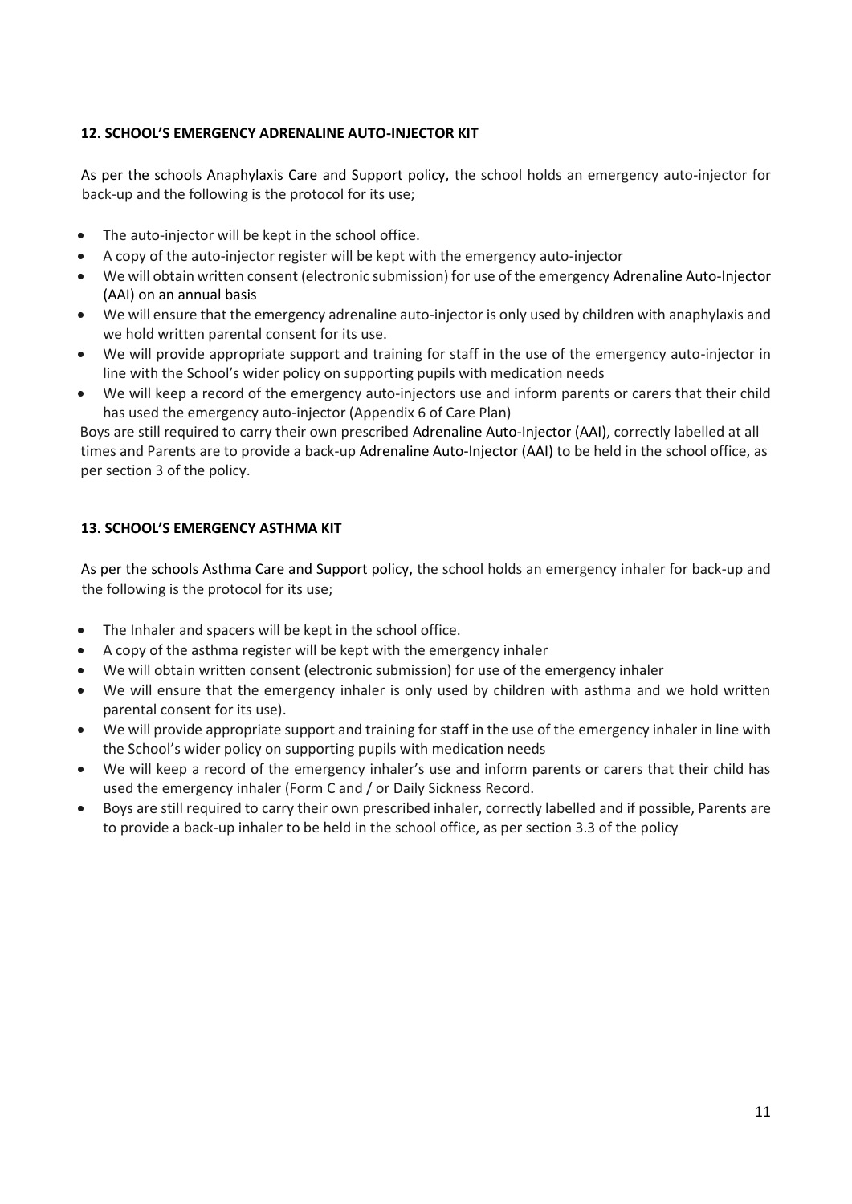### 12. SCHOOL'S EMERGENCY ADRENALINE AUTO-INJECTOR KIT

As per the schools Anaphylaxis Care and Support policy, the school holds an emergency auto-injector for back-up and the following is the protocol for its use;

- The auto-injector will be kept in the school office.
- A copy of the auto-injector register will be kept with the emergency auto-injector
- We will obtain written consent (electronic submission) for use of the emergency Adrenaline Auto-Injector (AAI) on an annual basis
- We will ensure that the emergency adrenaline auto-injector is only used by children with anaphylaxis and we hold written parental consent for its use.
- We will provide appropriate support and training for staff in the use of the emergency auto-injector in line with the School's wider policy on supporting pupils with medication needs
- We will keep a record of the emergency auto-injectors use and inform parents or carers that their child has used the emergency auto-injector (Appendix 6 of Care Plan)

Boys are still required to carry their own prescribed Adrenaline Auto-Injector (AAI), correctly labelled at all times and Parents are to provide a back-up Adrenaline Auto-Injector (AAI) to be held in the school office, as per section 3 of the policy.

### 13. SCHOOL'S EMERGENCY ASTHMA KIT

As per the schools Asthma Care and Support policy, the school holds an emergency inhaler for back-up and the following is the protocol for its use;

- The Inhaler and spacers will be kept in the school office.
- A copy of the asthma register will be kept with the emergency inhaler
- We will obtain written consent (electronic submission) for use of the emergency inhaler
- We will ensure that the emergency inhaler is only used by children with asthma and we hold written parental consent for its use).
- We will provide appropriate support and training for staff in the use of the emergency inhaler in line with the School's wider policy on supporting pupils with medication needs
- We will keep a record of the emergency inhaler's use and inform parents or carers that their child has used the emergency inhaler (Form C and / or Daily Sickness Record.
- Boys are still required to carry their own prescribed inhaler, correctly labelled and if possible, Parents are to provide a back-up inhaler to be held in the school office, as per section 3.3 of the policy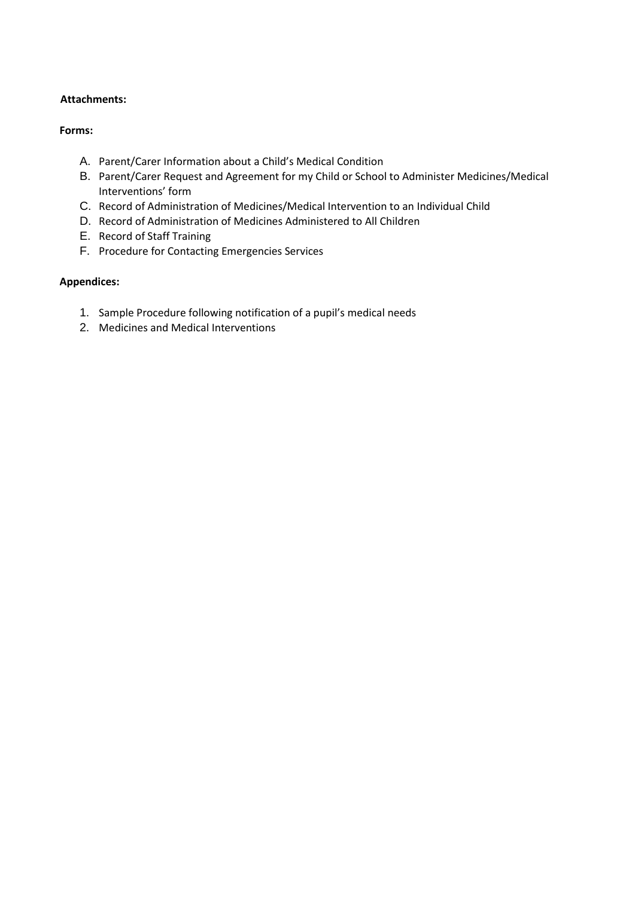**Attachments:**

**Forms:**

A. Parent/Carer Information about a Child's Medical Condition
B. Parent/Carer Request and Agreement for my Child or School to Administer Medicines/Medical Interventions' form
C. Record of Administration of Medicines/Medical Intervention to an Individual Child
D. Record of Administration of Medicines Administered to All Children
E. Record of Staff Training
F. Procedure for Contacting Emergencies Services

**Appendices:**

1. Sample Procedure following notification of a pupil's medical needs
2. Medicines and Medical Interventions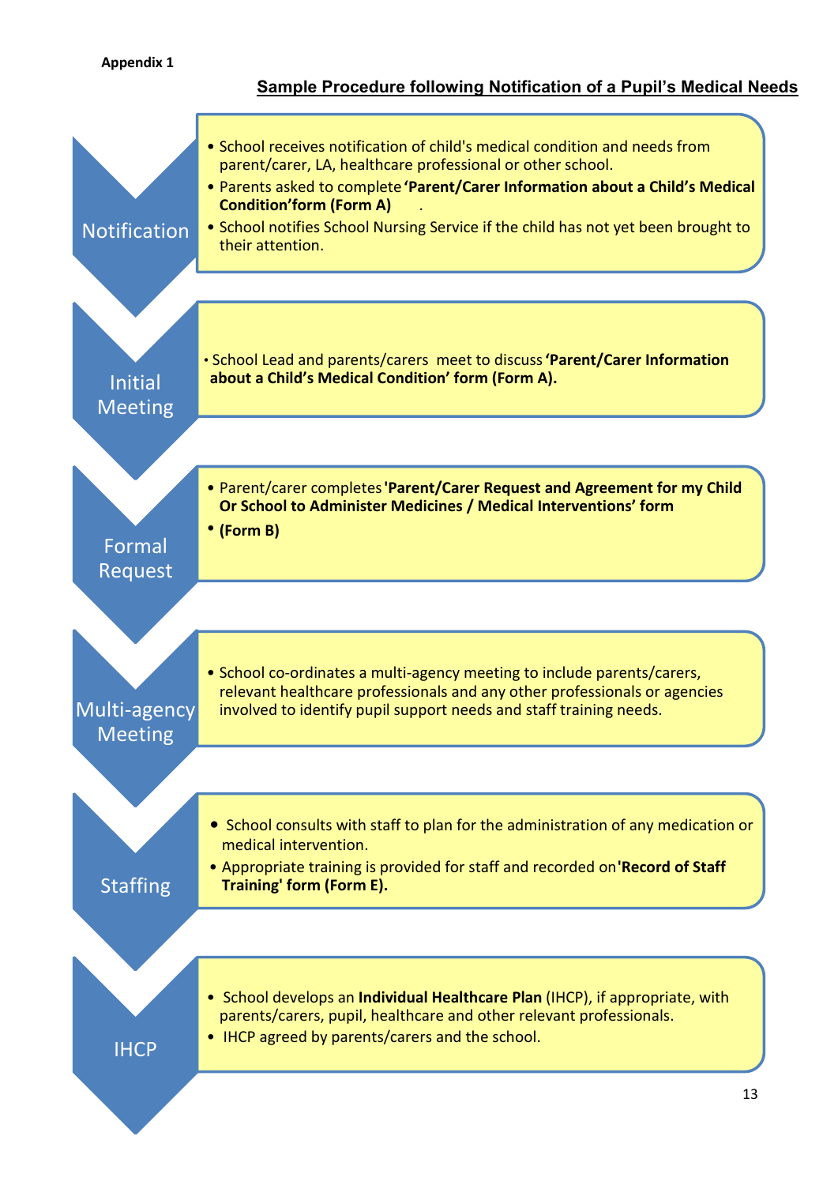**Appendix 1**

## Sample Procedure following Notification of a Pupil's Medical Needs

### Notification

- School receives notification of child's medical condition and needs from parent/carer, LA, healthcare professional or other school.
- Parents asked to complete **'Parent/Carer Information about a Child's Medical Condition'form (Form A)** .
- School notifies School Nursing Service if the child has not yet been brought to their attention.

### Initial Meeting

- School Lead and parents/carers meet to discuss **'Parent/Carer Information about a Child's Medical Condition' form (Form A).**

### Formal Request

- Parent/carer completes **'Parent/Carer Request and Agreement for my Child Or School to Administer Medicines / Medical Interventions' form**
- **(Form B)**

### Multi-agency Meeting

- School co-ordinates a multi-agency meeting to include parents/carers, relevant healthcare professionals and any other professionals or agencies involved to identify pupil support needs and staff training needs.

### Staffing

- School consults with staff to plan for the administration of any medication or medical intervention.
- Appropriate training is provided for staff and recorded on **'Record of Staff Training' form (Form E).**

### IHCP

- School develops an **Individual Healthcare Plan** (IHCP), if appropriate, with parents/carers, pupil, healthcare and other relevant professionals.
- IHCP agreed by parents/carers and the school.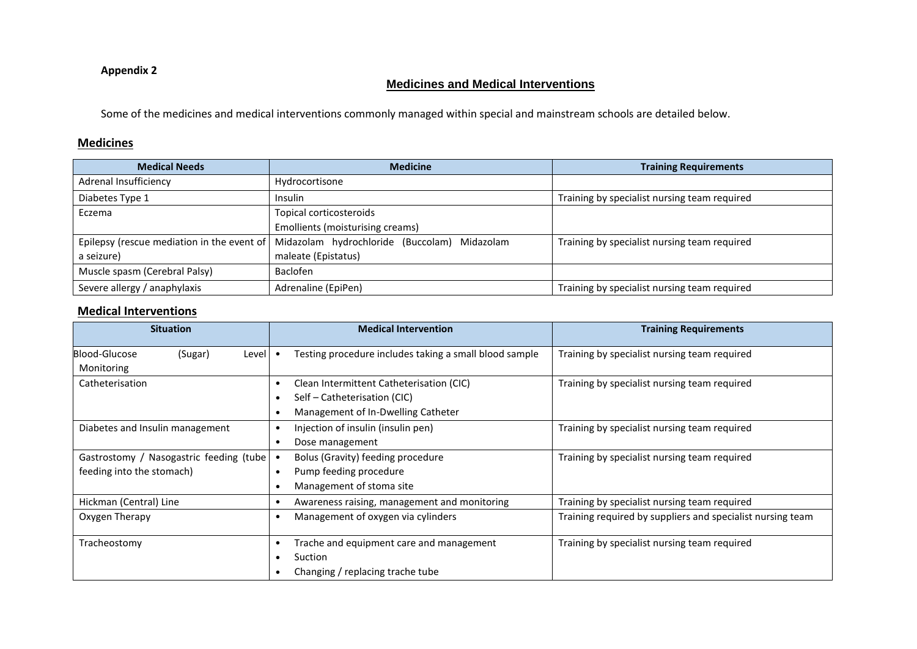**Appendix 2**

## Medicines and Medical Interventions

Some of the medicines and medical interventions commonly managed within special and mainstream schools are detailed below.

### Medicines

| Medical Needs | Medicine | Training Requirements |
|---|---|---|
| Adrenal Insufficiency | Hydrocortisone | |
| Diabetes Type 1 | Insulin | Training by specialist nursing team required |
| Eczema | Topical corticosteroids<br>Emollients (moisturising creams) | |
| Epilepsy (rescue mediation in the event of a seizure) | Midazolam hydrochloride (Buccolam) Midazolam maleate (Epistatus) | Training by specialist nursing team required |
| Muscle spasm (Cerebral Palsy) | Baclofen | |
| Severe allergy / anaphylaxis | Adrenaline (EpiPen) | Training by specialist nursing team required |

### Medical Interventions

| Situation | Medical Intervention | Training Requirements |
|---|---|---|
| Blood-Glucose (Sugar) Level Monitoring | • Testing procedure includes taking a small blood sample | Training by specialist nursing team required |
| Catheterisation | • Clean Intermittent Catheterisation (CIC)<br>• Self – Catheterisation (CIC)<br>• Management of In-Dwelling Catheter | Training by specialist nursing team required |
| Diabetes and Insulin management | • Injection of insulin (insulin pen)<br>• Dose management | Training by specialist nursing team required |
| Gastrostomy / Nasogastric feeding (tube feeding into the stomach) | • Bolus (Gravity) feeding procedure<br>• Pump feeding procedure<br>• Management of stoma site | Training by specialist nursing team required |
| Hickman (Central) Line | • Awareness raising, management and monitoring | Training by specialist nursing team required |
| Oxygen Therapy | • Management of oxygen via cylinders | Training required by suppliers and specialist nursing team |
| Tracheostomy | • Trache and equipment care and management<br>• Suction<br>• Changing / replacing trache tube | Training by specialist nursing team required |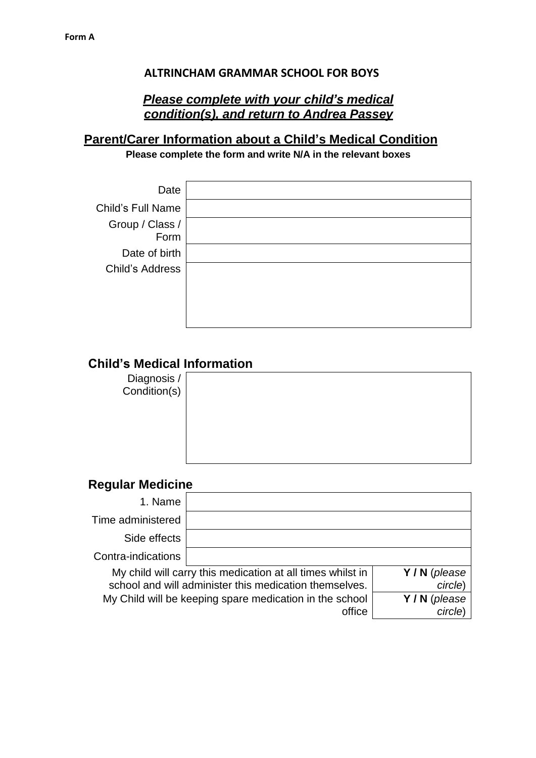**Form A**

**ALTRINCHAM GRAMMAR SCHOOL FOR BOYS**

***Please complete with your child's medical condition(s), and return to Andrea Passey***

## Parent/Carer Information about a Child's Medical Condition

**Please complete the form and write N/A in the relevant boxes**

| | |
|---|---|
| Date | |
| Child's Full Name | |
| Group / Class / Form | |
| Date of birth | |
| Child's Address | |

### Child's Medical Information

| | |
|---|---|
| Diagnosis / Condition(s) | |

### Regular Medicine

| | |
|---|---|
| 1. Name | |
| Time administered | |
| Side effects | |
| Contra-indications | |

| | |
|---|---|
| My child will carry this medication at all times whilst in school and will administer this medication themselves. | **Y / N** (*please circle*) |
| My Child will be keeping spare medication in the school office | **Y / N** (*please circle*) |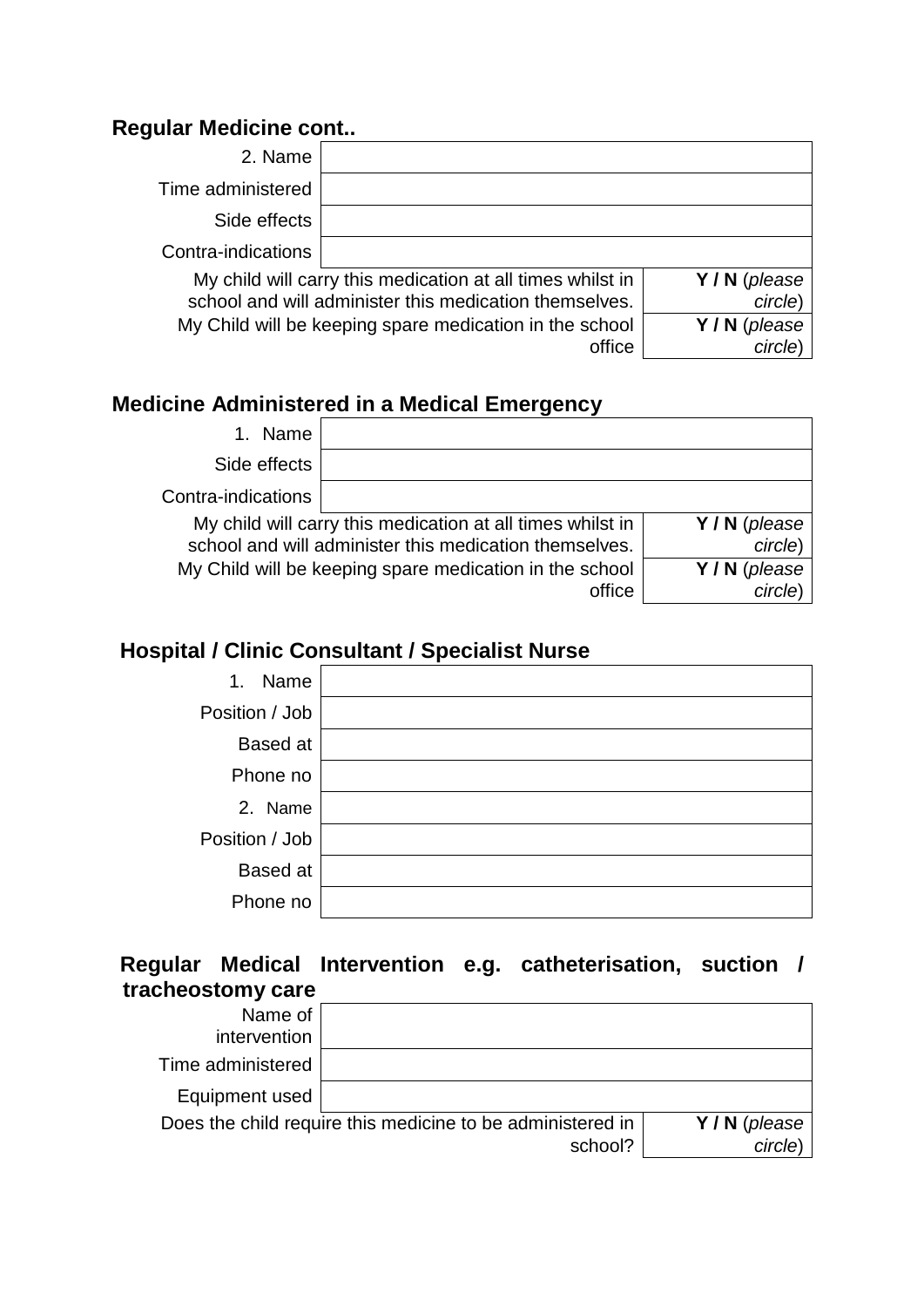### Regular Medicine cont..

| | |
|---|---|
| 2. Name | |
| Time administered | |
| Side effects | |
| Contra-indications | |
| My child will carry this medication at all times whilst in school and will administer this medication themselves. | **Y / N** (*please circle*) |
| My Child will be keeping spare medication in the school office | **Y / N** (*please circle*) |

### Medicine Administered in a Medical Emergency

| | |
|---|---|
| 1. Name | |
| Side effects | |
| Contra-indications | |
| My child will carry this medication at all times whilst in school and will administer this medication themselves. | **Y / N** (*please circle*) |
| My Child will be keeping spare medication in the school office | **Y / N** (*please circle*) |

### Hospital / Clinic Consultant / Specialist Nurse

| | |
|---|---|
| 1. Name | |
| Position / Job | |
| Based at | |
| Phone no | |
| 2. Name | |
| Position / Job | |
| Based at | |
| Phone no | |

### Regular Medical Intervention e.g. catheterisation, suction / tracheostomy care

| | |
|---|---|
| Name of intervention | |
| Time administered | |
| Equipment used | |
| Does the child require this medicine to be administered in school? | **Y / N** (*please circle*) |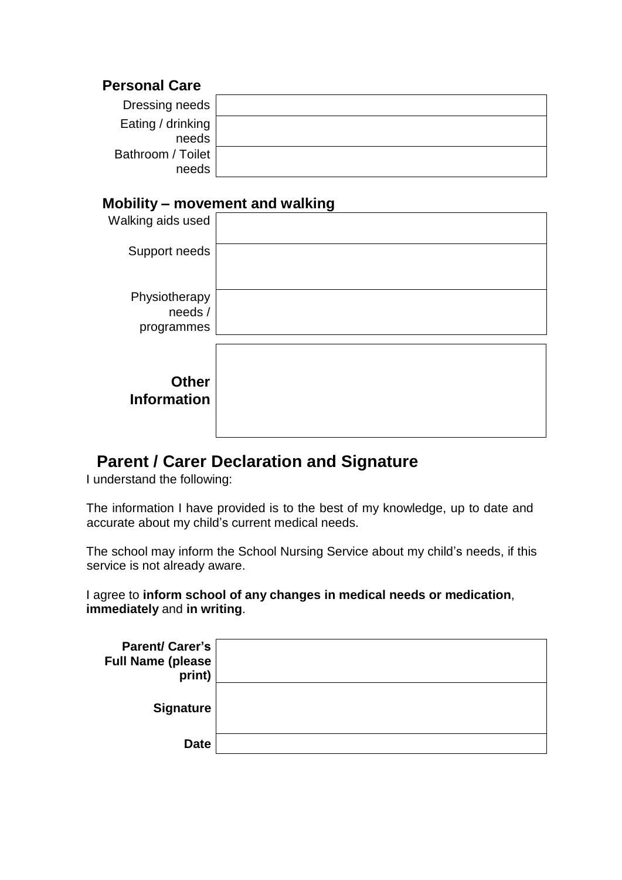## Personal Care

| | |
|---|---|
| Dressing needs | |
| Eating / drinking needs | |
| Bathroom / Toilet needs | |

## Mobility – movement and walking

| | |
|---|---|
| Walking aids used | |
| Support needs | |
| Physiotherapy needs / programmes | |

| | |
|---|---|
| **Other Information** | |

## Parent / Carer Declaration and Signature

I understand the following:

The information I have provided is to the best of my knowledge, up to date and accurate about my child's current medical needs.

The school may inform the School Nursing Service about my child's needs, if this service is not already aware.

I agree to **inform school of any changes in medical needs or medication**, **immediately** and **in writing**.

| | |
|---|---|
| **Parent/ Carer's Full Name (please print)** | |
| **Signature** | |
| **Date** | |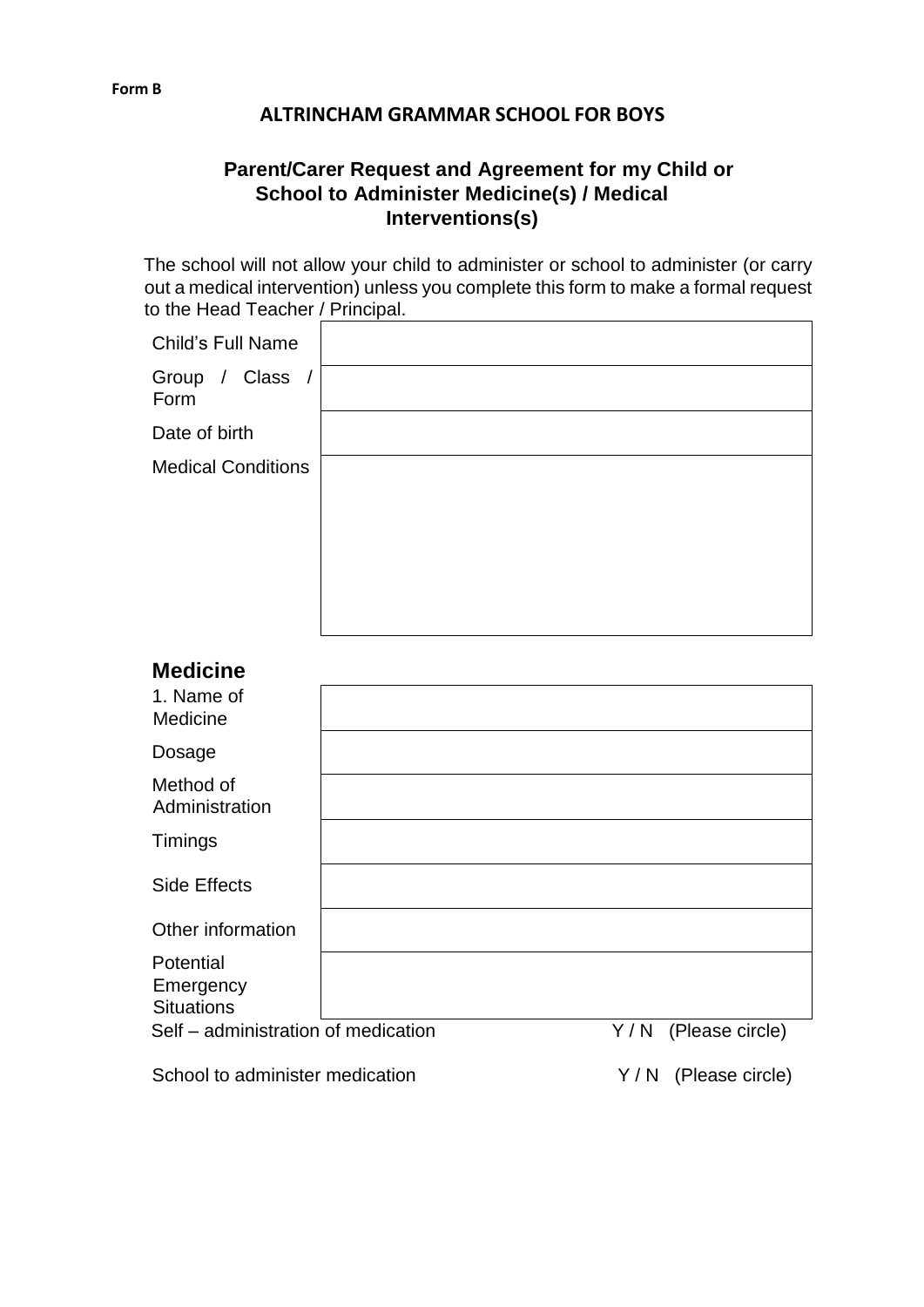**Form B**

## ALTRINCHAM GRAMMAR SCHOOL FOR BOYS

### Parent/Carer Request and Agreement for my Child or School to Administer Medicine(s) / Medical Interventions(s)

The school will not allow your child to administer or school to administer (or carry out a medical intervention) unless you complete this form to make a formal request to the Head Teacher / Principal.

| | |
|---|---|
| Child's Full Name | |
| Group / Class / Form | |
| Date of birth | |
| Medical Conditions | |

### Medicine

| | |
|---|---|
| 1. Name of Medicine | |
| Dosage | |
| Method of Administration | |
| Timings | |
| Side Effects | |
| Other information | |
| Potential Emergency Situations | |

Self – administration of medication Y / N (Please circle)

School to administer medication Y / N (Please circle)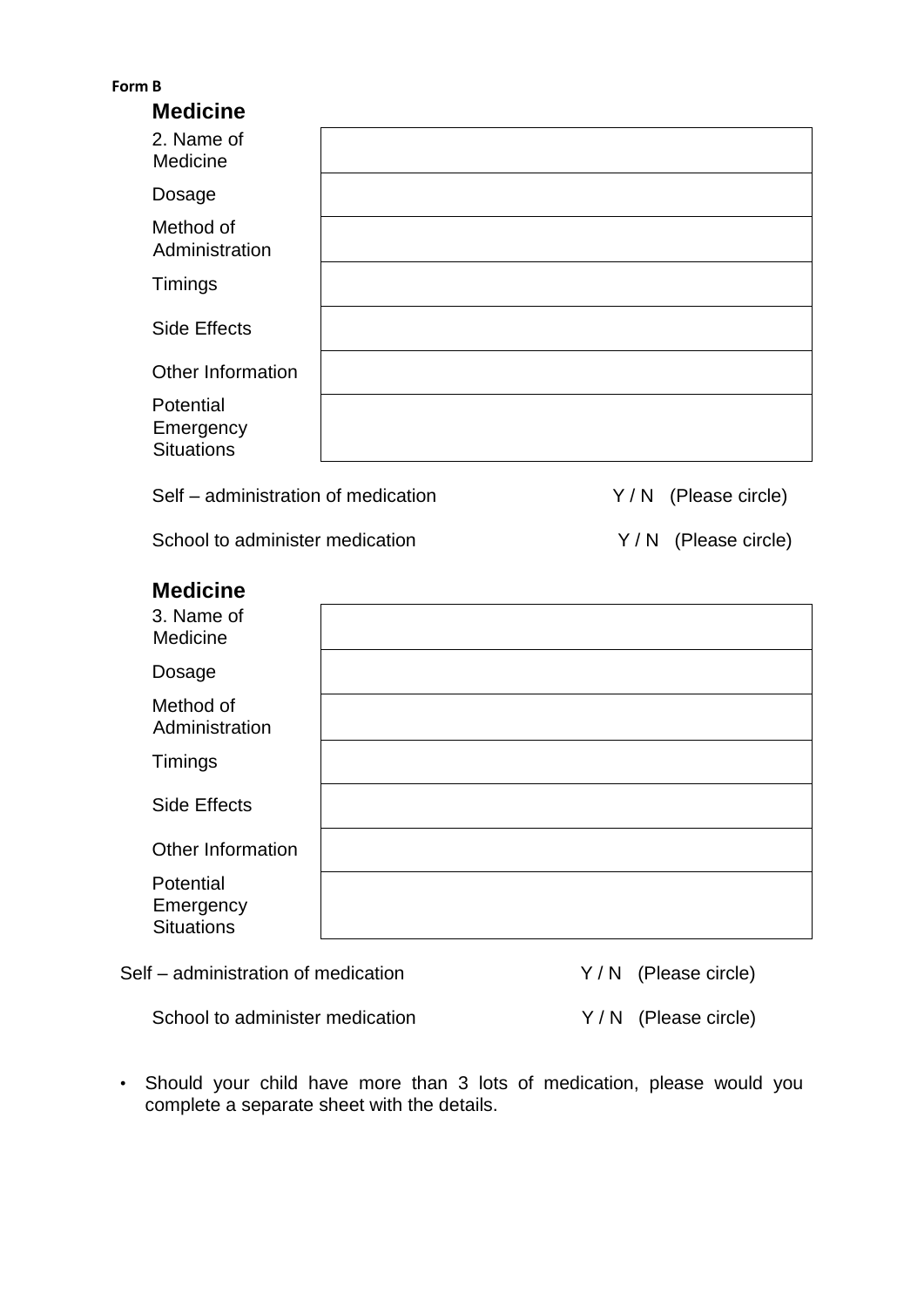**Form B**

## Medicine

| 2. Name of Medicine | |
|---|---|
| Dosage | |
| Method of Administration | |
| Timings | |
| Side Effects | |
| Other Information | |
| Potential Emergency Situations | |

Self – administration of medication Y / N (Please circle)

School to administer medication Y / N (Please circle)

## Medicine

| 3. Name of Medicine | |
|---|---|
| Dosage | |
| Method of Administration | |
| Timings | |
| Side Effects | |
| Other Information | |
| Potential Emergency Situations | |

Self – administration of medication Y / N (Please circle)

School to administer medication Y / N (Please circle)

- Should your child have more than 3 lots of medication, please would you complete a separate sheet with the details.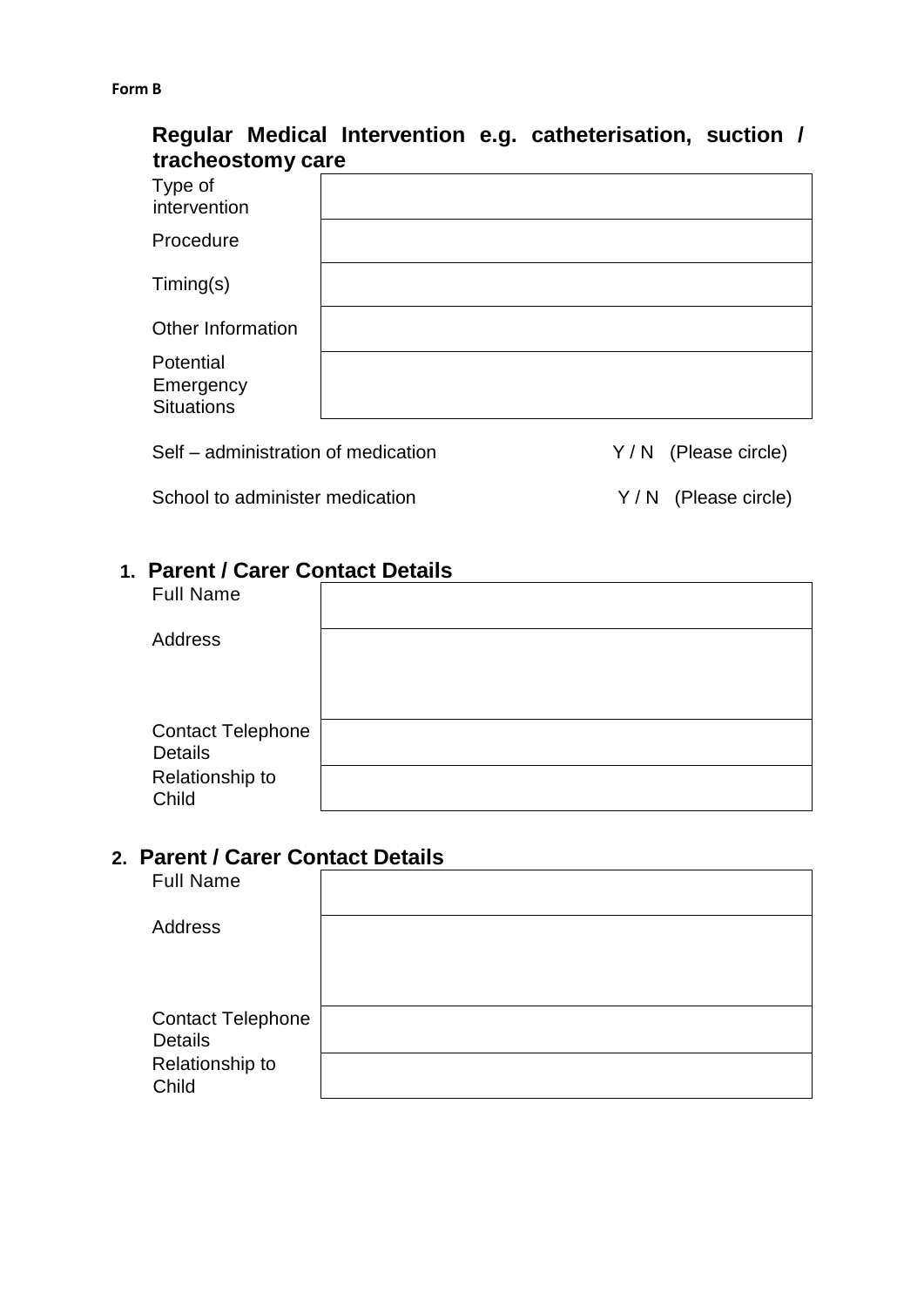**Form B**

## Regular Medical Intervention e.g. catheterisation, suction / tracheostomy care

| | |
|---|---|
| Type of intervention | |
| Procedure | |
| Timing(s) | |
| Other Information | |
| Potential Emergency Situations | |

Self – administration of medication Y / N (Please circle)

School to administer medication Y / N (Please circle)

## 1. Parent / Carer Contact Details

| | |
|---|---|
| Full Name | |
| Address | |
| Contact Telephone Details | |
| Relationship to Child | |

## 2. Parent / Carer Contact Details

| | |
|---|---|
| Full Name | |
| Address | |
| Contact Telephone Details | |
| Relationship to Child | |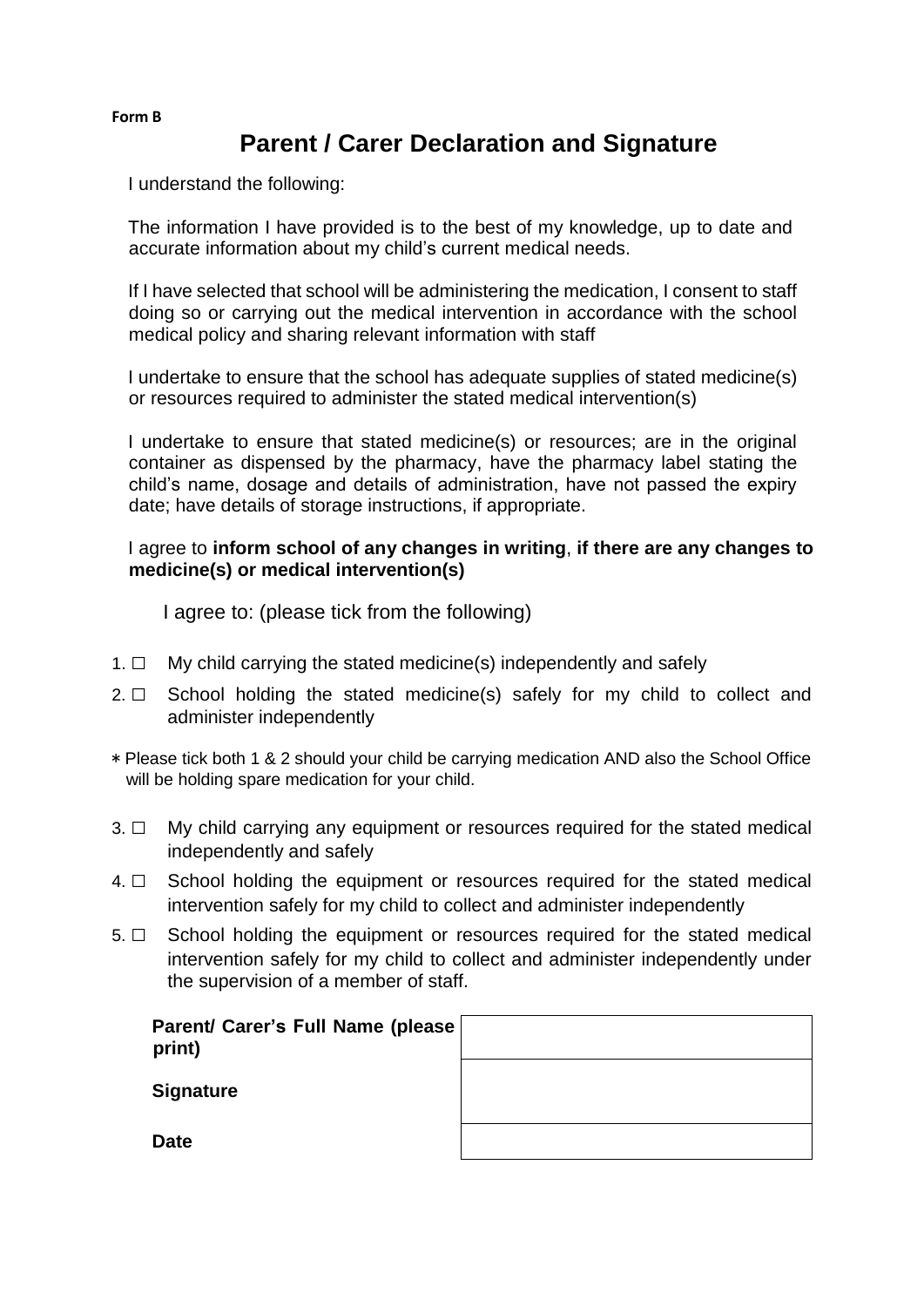**Form B**

# Parent / Carer Declaration and Signature

I understand the following:

The information I have provided is to the best of my knowledge, up to date and accurate information about my child's current medical needs.

If I have selected that school will be administering the medication, I consent to staff doing so or carrying out the medical intervention in accordance with the school medical policy and sharing relevant information with staff

I undertake to ensure that the school has adequate supplies of stated medicine(s) or resources required to administer the stated medical intervention(s)

I undertake to ensure that stated medicine(s) or resources; are in the original container as dispensed by the pharmacy, have the pharmacy label stating the child's name, dosage and details of administration, have not passed the expiry date; have details of storage instructions, if appropriate.

I agree to **inform school of any changes in writing**, **if there are any changes to medicine(s) or medical intervention(s)**

I agree to: (please tick from the following)

1. ☐ My child carrying the stated medicine(s) independently and safely
2. ☐ School holding the stated medicine(s) safely for my child to collect and administer independently

∗ Please tick both 1 & 2 should your child be carrying medication AND also the School Office will be holding spare medication for your child.

3. ☐ My child carrying any equipment or resources required for the stated medical independently and safely
4. ☐ School holding the equipment or resources required for the stated medical intervention safely for my child to collect and administer independently
5. ☐ School holding the equipment or resources required for the stated medical intervention safely for my child to collect and administer independently under the supervision of a member of staff.

| | |
|---|---|
| **Parent/ Carer's Full Name (please print)** | |
| **Signature** | |
| **Date** | |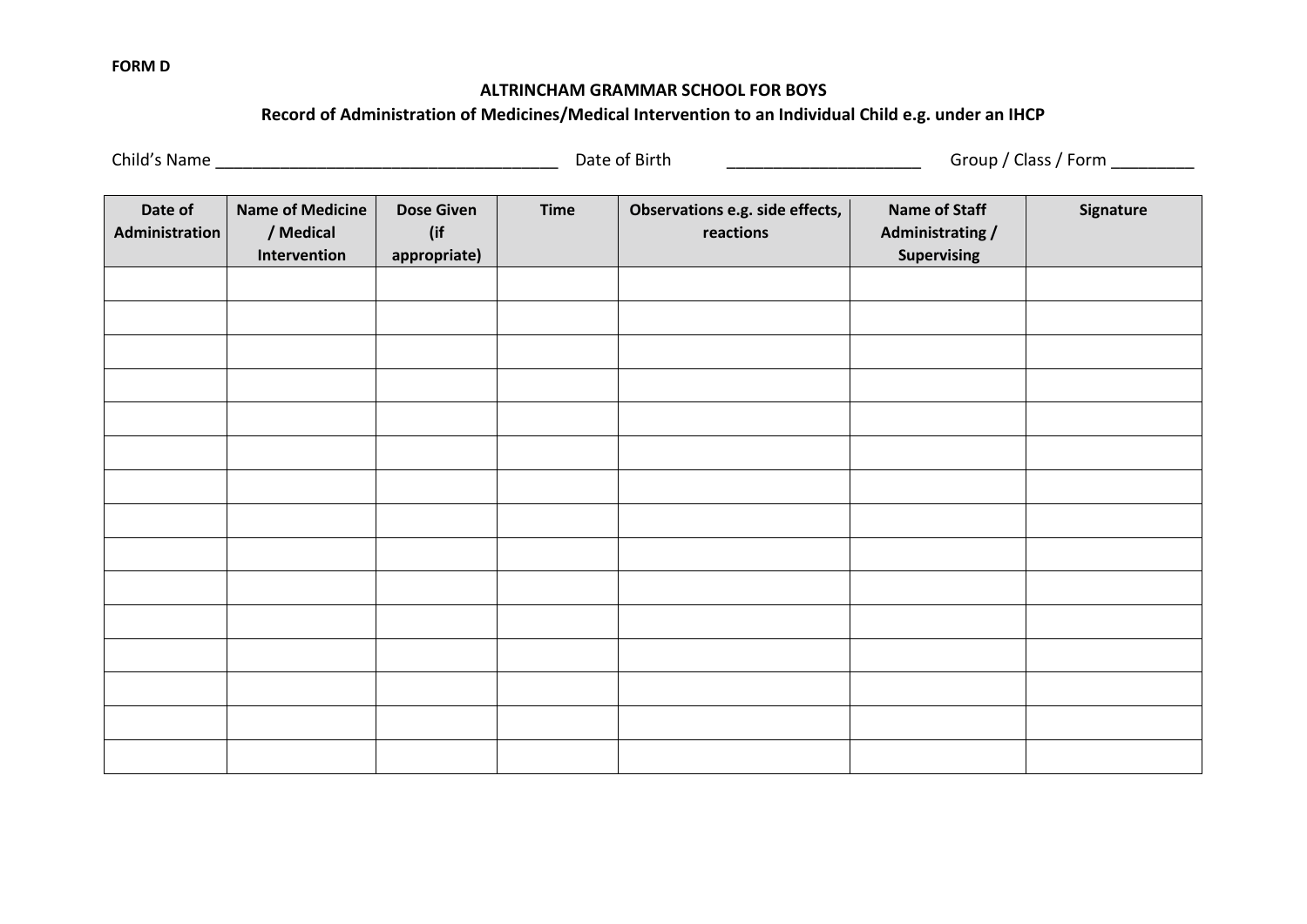**FORM D**

**ALTRINCHAM GRAMMAR SCHOOL FOR BOYS**

**Record of Administration of Medicines/Medical Intervention to an Individual Child e.g. under an IHCP**

Child's Name _____________________________________ Date of Birth _____________________ Group / Class / Form _________

| Date of Administration | Name of Medicine / Medical Intervention | Dose Given (if appropriate) | Time | Observations e.g. side effects, reactions | Name of Staff Administrating / Supervising | Signature |
|---|---|---|---|---|---|---|
| | | | | | | |
| | | | | | | |
| | | | | | | |
| | | | | | | |
| | | | | | | |
| | | | | | | |
| | | | | | | |
| | | | | | | |
| | | | | | | |
| | | | | | | |
| | | | | | | |
| | | | | | | |
| | | | | | | |
| | | | | | | |
| | | | | | | |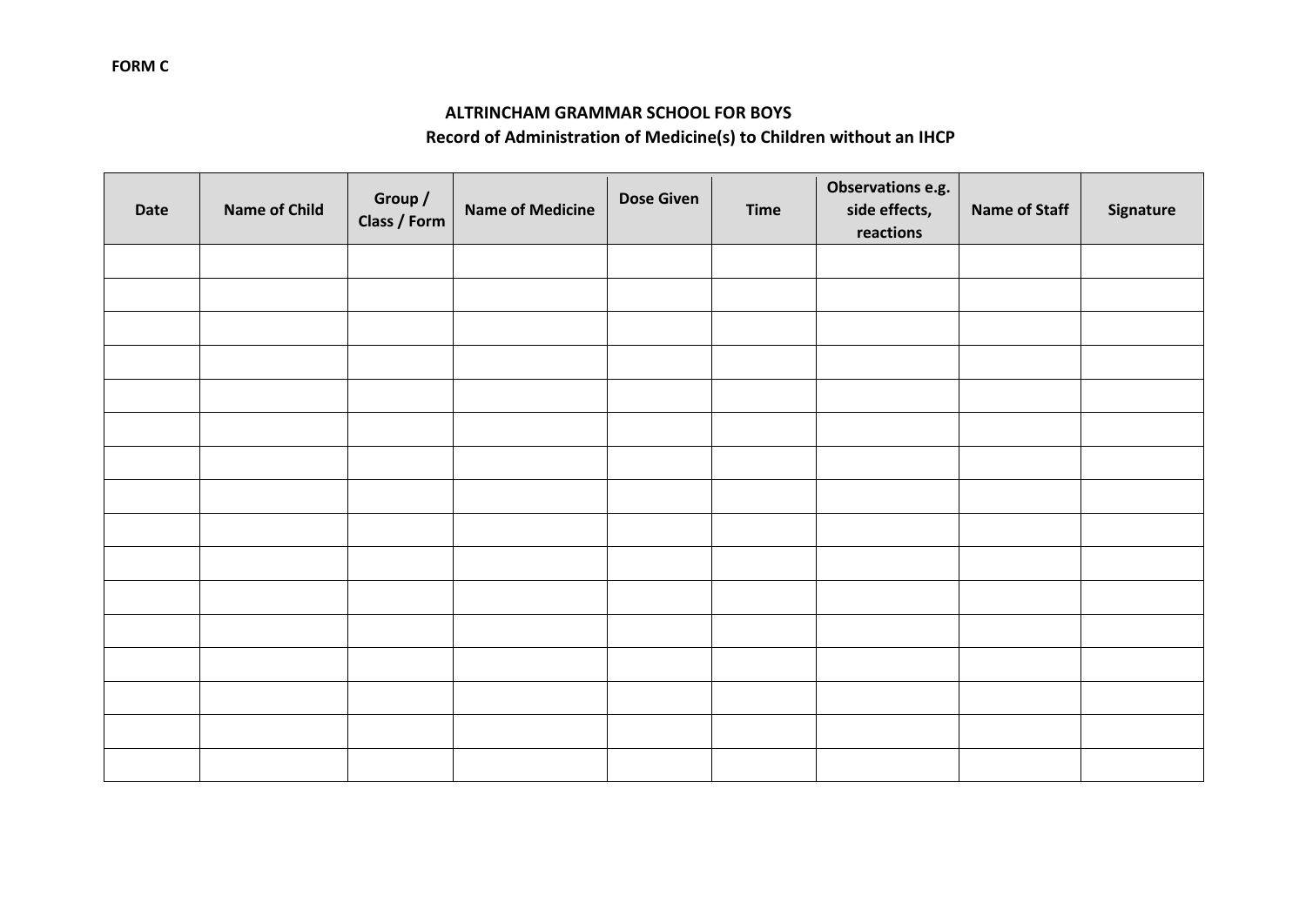**FORM C**

**ALTRINCHAM GRAMMAR SCHOOL FOR BOYS**

**Record of Administration of Medicine(s) to Children without an IHCP**

| Date | Name of Child | Group / Class / Form | Name of Medicine | Dose Given | Time | Observations e.g. side effects, reactions | Name of Staff | Signature |
|---|---|---|---|---|---|---|---|---|
| | | | | | | | | |
| | | | | | | | | |
| | | | | | | | | |
| | | | | | | | | |
| | | | | | | | | |
| | | | | | | | | |
| | | | | | | | | |
| | | | | | | | | |
| | | | | | | | | |
| | | | | | | | | |
| | | | | | | | | |
| | | | | | | | | |
| | | | | | | | | |
| | | | | | | | | |
| | | | | | | | | |
| | | | | | | | | |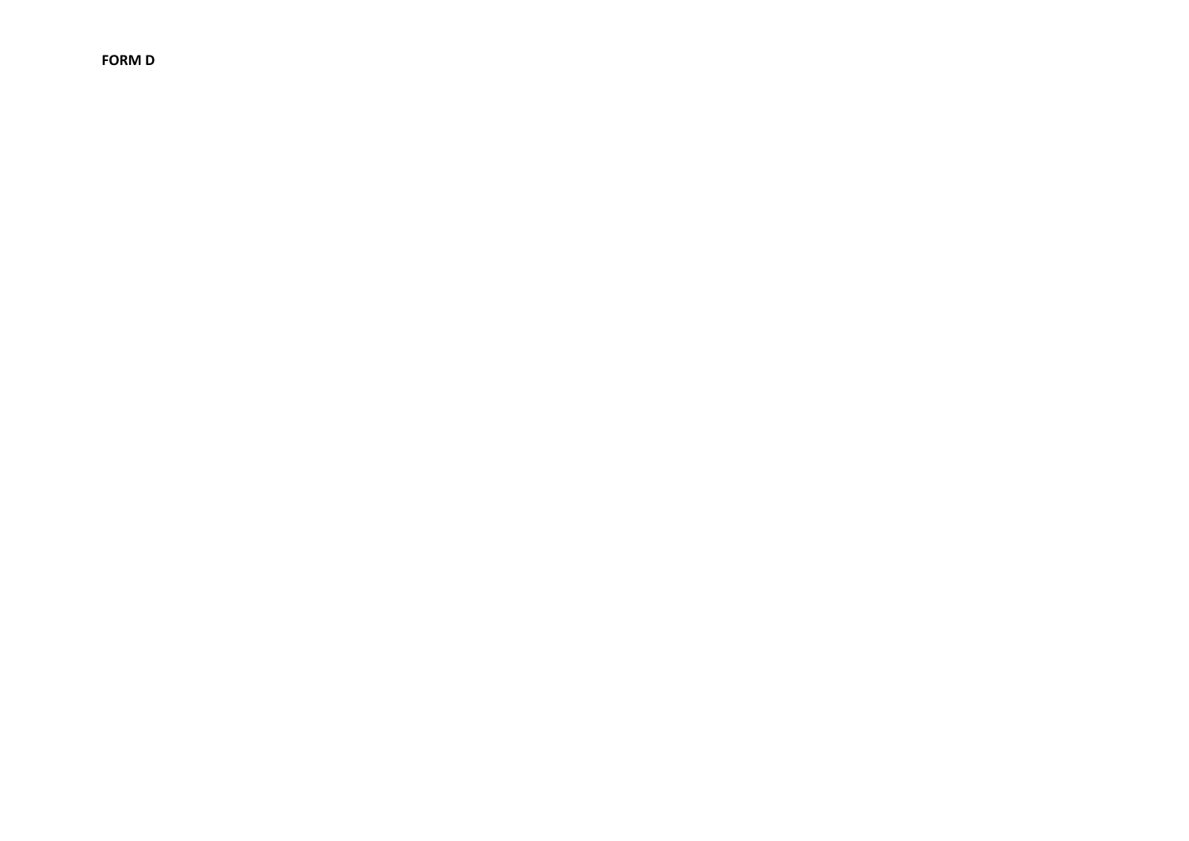**FORM D**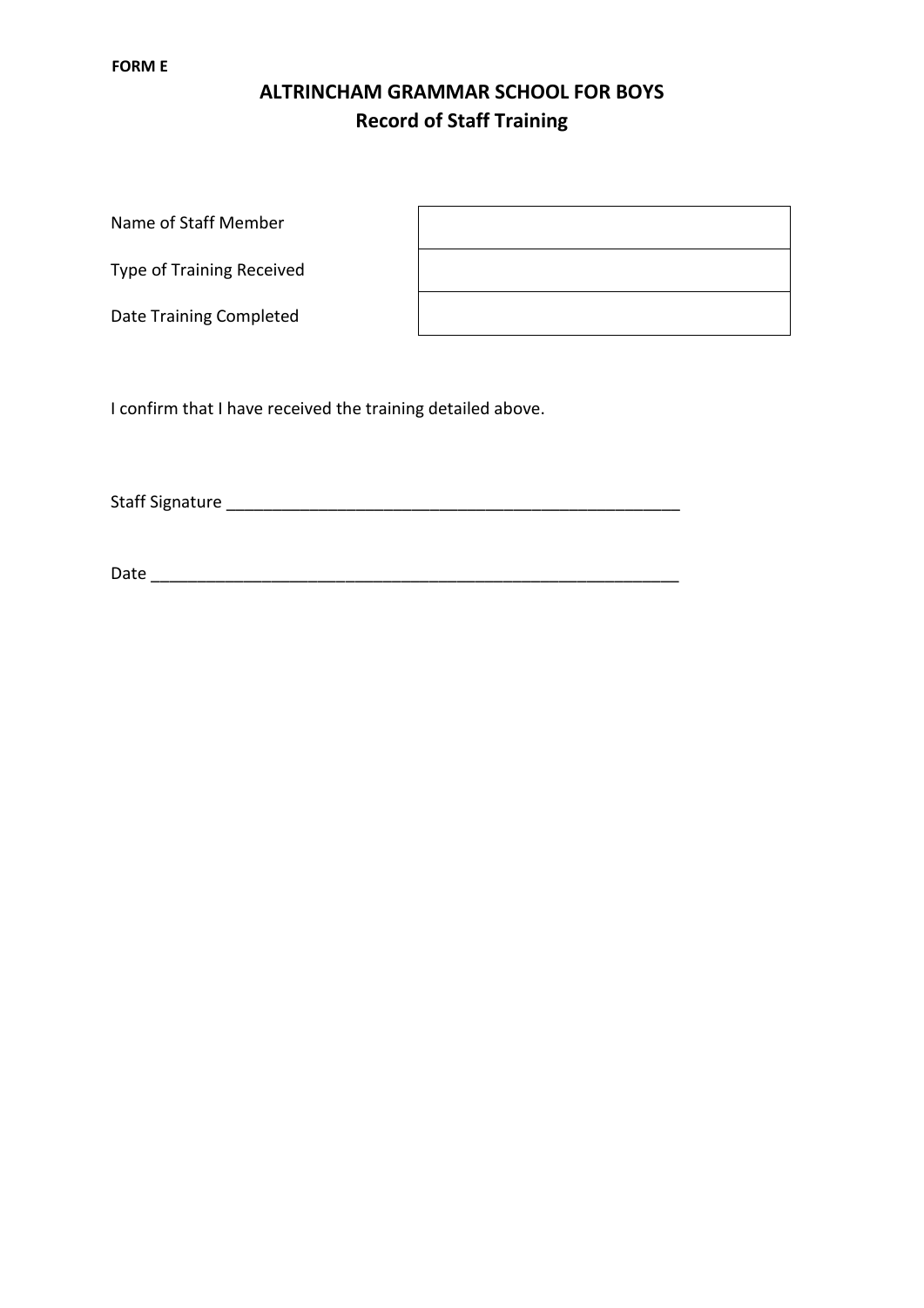**FORM E**

# ALTRINCHAM GRAMMAR SCHOOL FOR BOYS
## Record of Staff Training

| | |
|---|---|
| Name of Staff Member | |
| Type of Training Received | |
| Date Training Completed | |

I confirm that I have received the training detailed above.

Staff Signature ___________________________________________________

Date ____________________________________________________________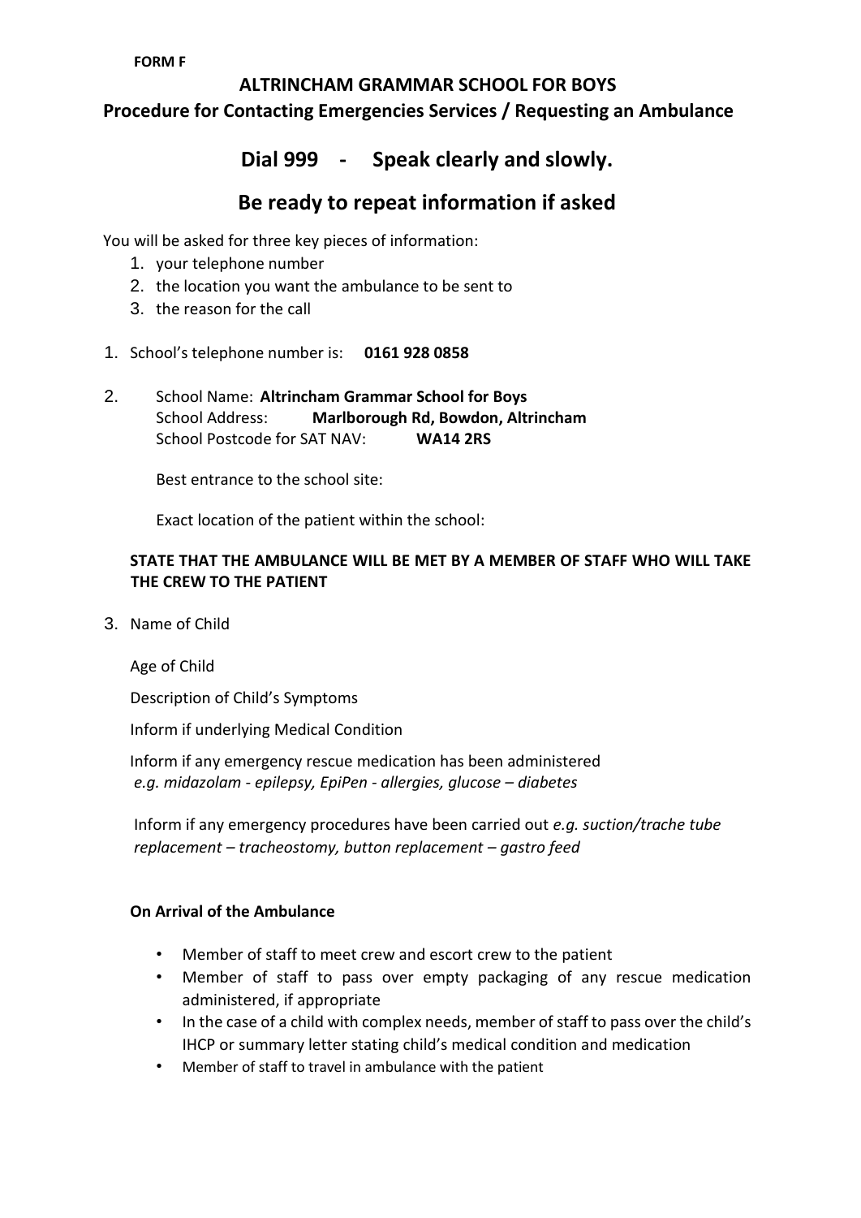**FORM F**

## ALTRINCHAM GRAMMAR SCHOOL FOR BOYS

## Procedure for Contacting Emergencies Services / Requesting an Ambulance

# Dial 999 - Speak clearly and slowly.

# Be ready to repeat information if asked

You will be asked for three key pieces of information:

1. your telephone number
2. the location you want the ambulance to be sent to
3. the reason for the call

1. School's telephone number is: **0161 928 0858**

2. School Name: **Altrincham Grammar School for Boys**
   School Address: **Marlborough Rd, Bowdon, Altrincham**
   School Postcode for SAT NAV: **WA14 2RS**

   Best entrance to the school site:

   Exact location of the patient within the school:

   **STATE THAT THE AMBULANCE WILL BE MET BY A MEMBER OF STAFF WHO WILL TAKE THE CREW TO THE PATIENT**

3. Name of Child

   Age of Child

   Description of Child's Symptoms

   Inform if underlying Medical Condition

   Inform if any emergency rescue medication has been administered
   *e.g. midazolam - epilepsy, EpiPen - allergies, glucose – diabetes*

   Inform if any emergency procedures have been carried out *e.g. suction/trache tube replacement – tracheostomy, button replacement – gastro feed*

**On Arrival of the Ambulance**

- Member of staff to meet crew and escort crew to the patient
- Member of staff to pass over empty packaging of any rescue medication administered, if appropriate
- In the case of a child with complex needs, member of staff to pass over the child's IHCP or summary letter stating child's medical condition and medication
- Member of staff to travel in ambulance with the patient